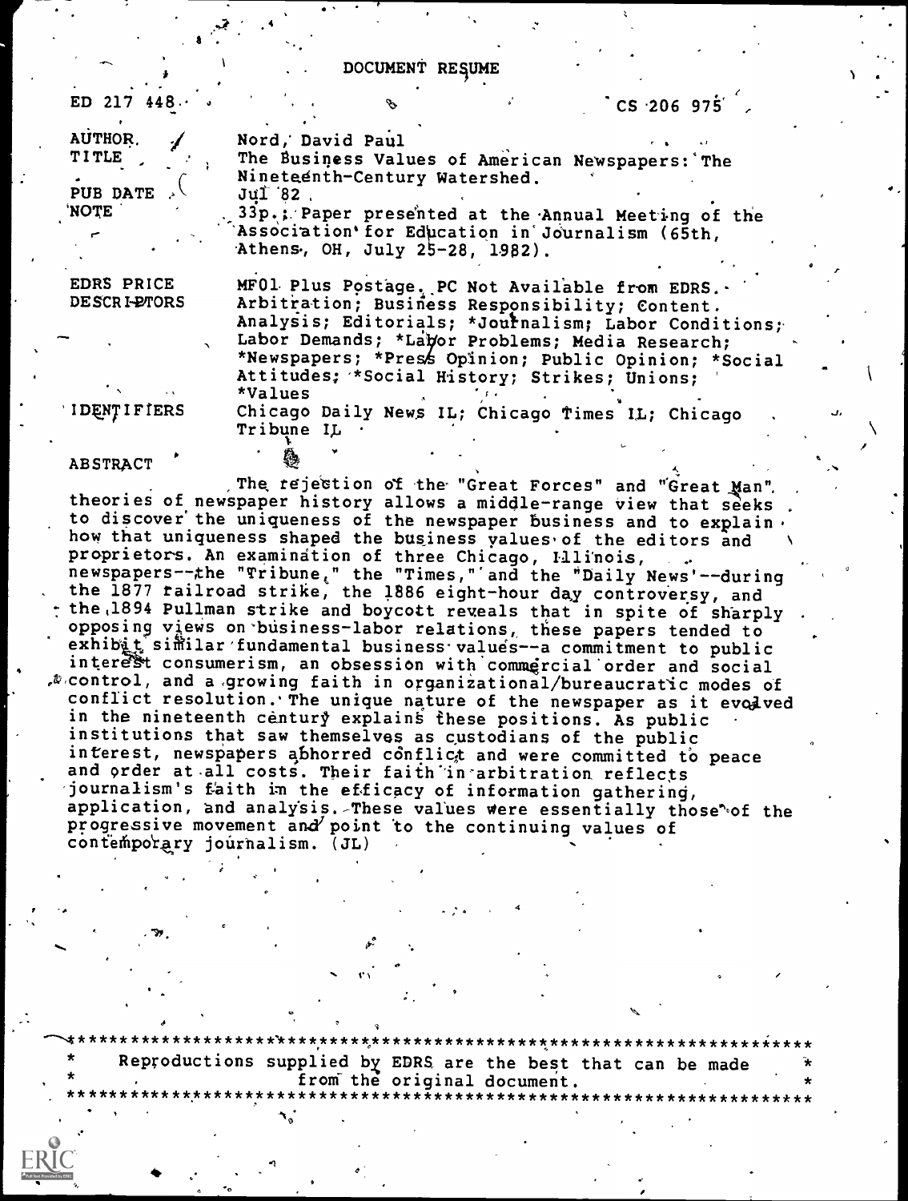# DOCUMENT RESUME

ED 217 448 CS 206 975

| | |
|---|---|
| AUTHOR | Nord, David Paul |
| TITLE | The Business Values of American Newspapers: The Nineteenth-Century Watershed. |
| PUB DATE | Jul 82 |
| NOTE | 33p.; Paper presented at the Annual Meeting of the Association for Education in Journalism (65th, Athens, OH, July 25-28, 1982). |
| EDRS PRICE | MF01 Plus Postage. PC Not Available from EDRS. |
| DESCRIPTORS | Arbitration; Business Responsibility; Content Analysis; Editorials; *Journalism; Labor Conditions; Labor Demands; *Labor Problems; Media Research; *Newspapers; *Press Opinion; Public Opinion; *Social Attitudes; *Social History; Strikes; Unions; *Values |
| IDENTIFIERS | Chicago Daily News IL; Chicago Times IL; Chicago Tribune IL |

## ABSTRACT

The rejection of the "Great Forces" and "Great Man" theories of newspaper history allows a middle-range view that seeks to discover the uniqueness of the newspaper business and to explain how that uniqueness shaped the business values of the editors and proprietors. An examination of three Chicago, Illinois, newspapers--the "Tribune," the "Times," and the "Daily News"--during the 1877 railroad strike, the 1886 eight-hour day controversy, and the 1894 Pullman strike and boycott reveals that in spite of sharply opposing views on business-labor relations, these papers tended to exhibit similar fundamental business values--a commitment to public interest consumerism, an obsession with commercial order and social control, and a growing faith in organizational/bureaucratic modes of conflict resolution. The unique nature of the newspaper as it evolved in the nineteenth century explains these positions. As public institutions that saw themselves as custodians of the public interest, newspapers abhorred conflict and were committed to peace and order at all costs. Their faith in arbitration reflects journalism's faith in the efficacy of information gathering, application, and analysis. These values were essentially those of the progressive movement and point to the continuing values of contemporary journalism. (JL)

---

Reproductions supplied by EDRS are the best that can be made from the original document.

---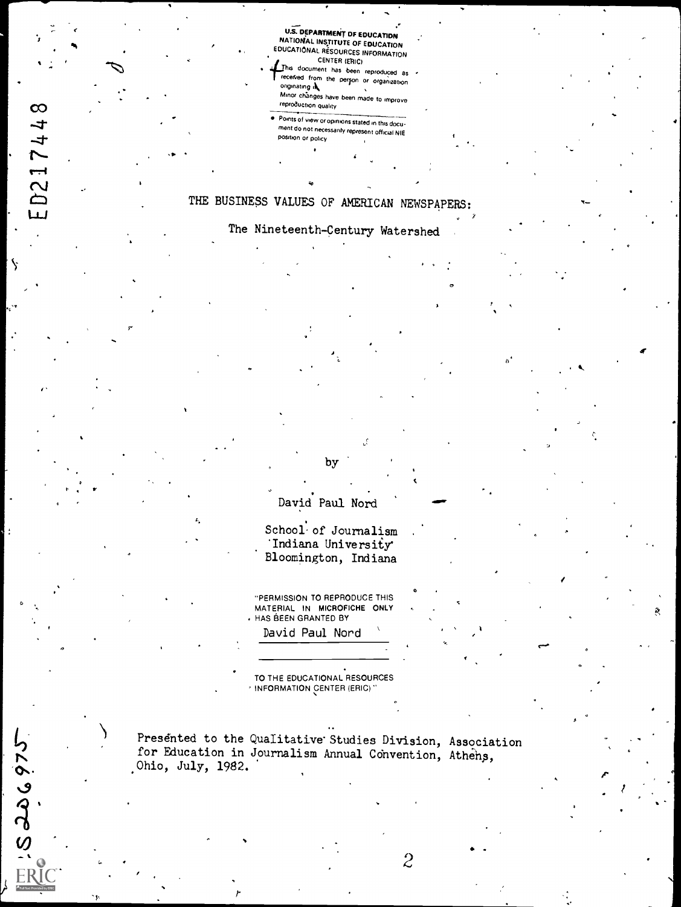U.S. DEPARTMENT OF EDUCATION
NATIONAL INSTITUTE OF EDUCATION
EDUCATIONAL RESOURCES INFORMATION CENTER (ERIC)

- This document has been reproduced as received from the person or organization originating it.
- Minor changes have been made to improve reproduction quality.
- Points of view or opinions stated in this document do not necessarily represent official NIE position or policy.

# THE BUSINESS VALUES OF AMERICAN NEWSPAPERS:

## The Nineteenth-Century Watershed

by

David Paul Nord

School of Journalism
Indiana University
Bloomington, Indiana

"PERMISSION TO REPRODUCE THIS MATERIAL IN MICROFICHE ONLY HAS BEEN GRANTED BY

David Paul Nord

TO THE EDUCATIONAL RESOURCES INFORMATION CENTER (ERIC)."

Presented to the Qualitative Studies Division, Association for Education in Journalism Annual Convention, Athens, Ohio, July, 1982.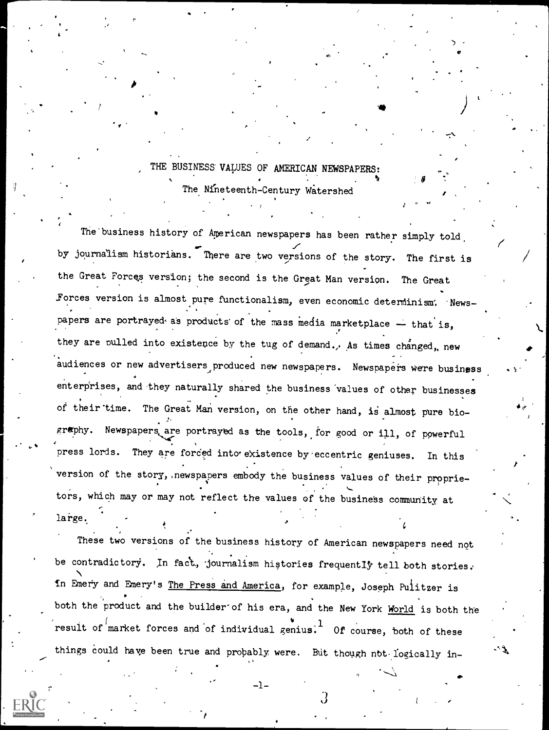# THE BUSINESS VALUES OF AMERICAN NEWSPAPERS:

## The Nineteenth-Century Watershed

The business history of American newspapers has been rather simply told by journalism historians. There are two versions of the story. The first is the Great Forces version; the second is the Great Man version. The Great Forces version is almost pure functionalism, even economic determinism. Newspapers are portrayed as products of the mass media marketplace — that is, they are pulled into existence by the tug of demand. As times changed, new audiences or new advertisers produced new newspapers. Newspapers were business enterprises, and they naturally shared the business values of other businesses of their time. The Great Man version, on the other hand, is almost pure biography. Newspapers are portrayed as the tools, for good or ill, of powerful press lords. They are forced into existence by eccentric geniuses. In this version of the story, newspapers embody the business values of their proprietors, which may or may not reflect the values of the business community at large.

These two versions of the business history of American newspapers need not be contradictory. In fact, journalism histories frequently tell both stories. In Emery and Emery's <u>The Press and America</u>, for example, Joseph Pulitzer is both the product and the builder of his era, and the New York <u>World</u> is both the result of market forces and of individual genius.[1] Of course, both of these things could have been true and probably were. But though not logically in-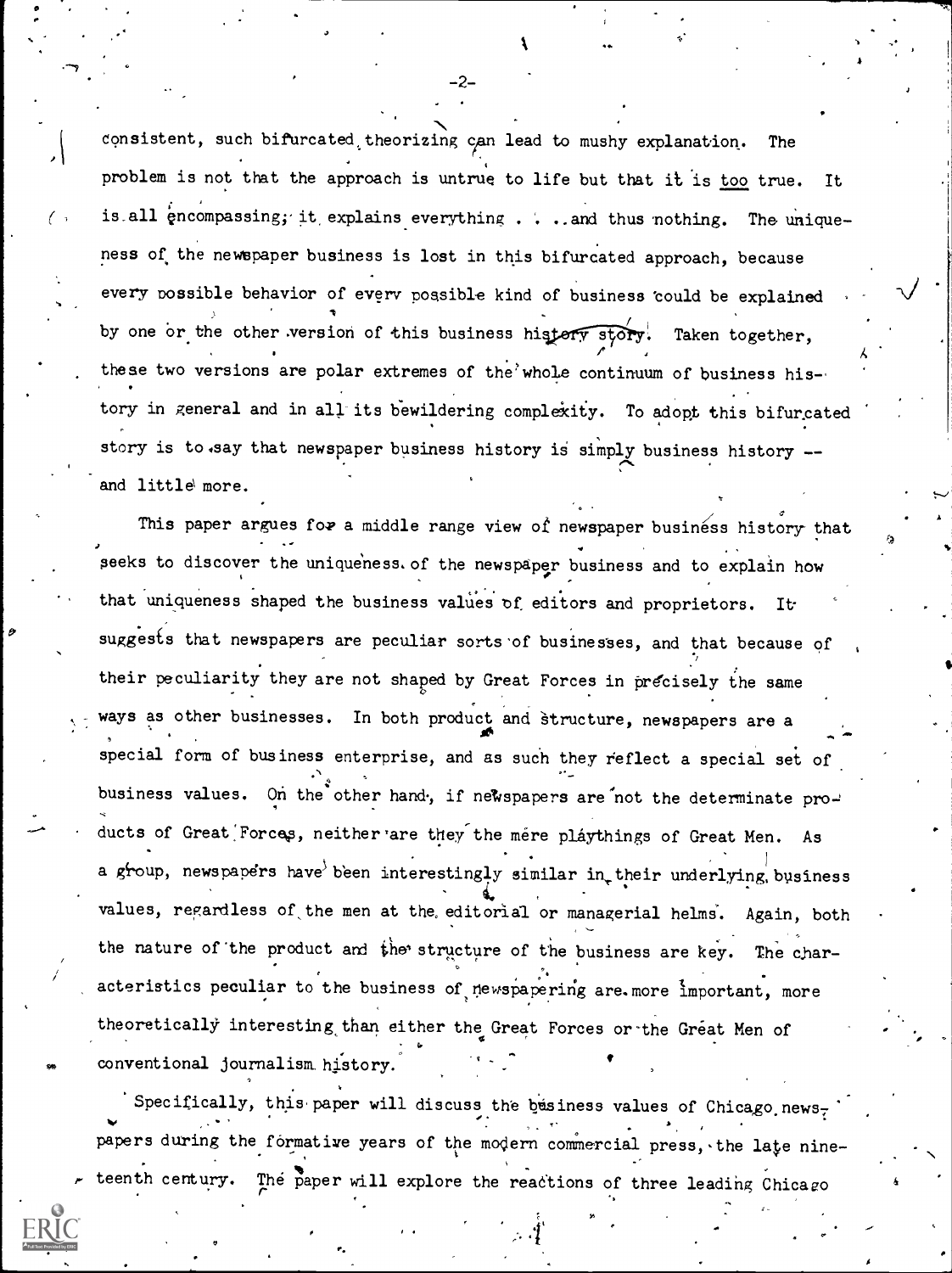consistent, such bifurcated theorizing can lead to mushy explanation. The problem is not that the approach is untrue to life but that it is _too_ true. It is all encompassing; it explains everything . . . and thus nothing. The uniqueness of the newspaper business is lost in this bifurcated approach, because every possible behavior of every possible kind of business could be explained by one or the other version of this business history story. Taken together, these two versions are polar extremes of the whole continuum of business history in general and in all its bewildering complexity. To adopt this bifurcated story is to say that newspaper business history is simply business history -- and little more.

This paper argues for a middle range view of newspaper business history that seeks to discover the uniqueness of the newspaper business and to explain how that uniqueness shaped the business values of editors and proprietors. It suggests that newspapers are peculiar sorts of businesses, and that because of their peculiarity they are not shaped by Great Forces in precisely the same ways as other businesses. In both product and structure, newspapers are a special form of business enterprise, and as such they reflect a special set of business values. On the other hand, if newspapers are not the determinate products of Great Forces, neither are they the mere playthings of Great Men. As a group, newspapers have been interestingly similar in their underlying business values, regardless of the men at the editorial or managerial helms. Again, both the nature of the product and the structure of the business are key. The characteristics peculiar to the business of newspapering are more important, more theoretically interesting than either the Great Forces or the Great Men of conventional journalism history.

Specifically, this paper will discuss the business values of Chicago newspapers during the formative years of the modern commercial press, the late nineteenth century. The paper will explore the reactions of three leading Chicago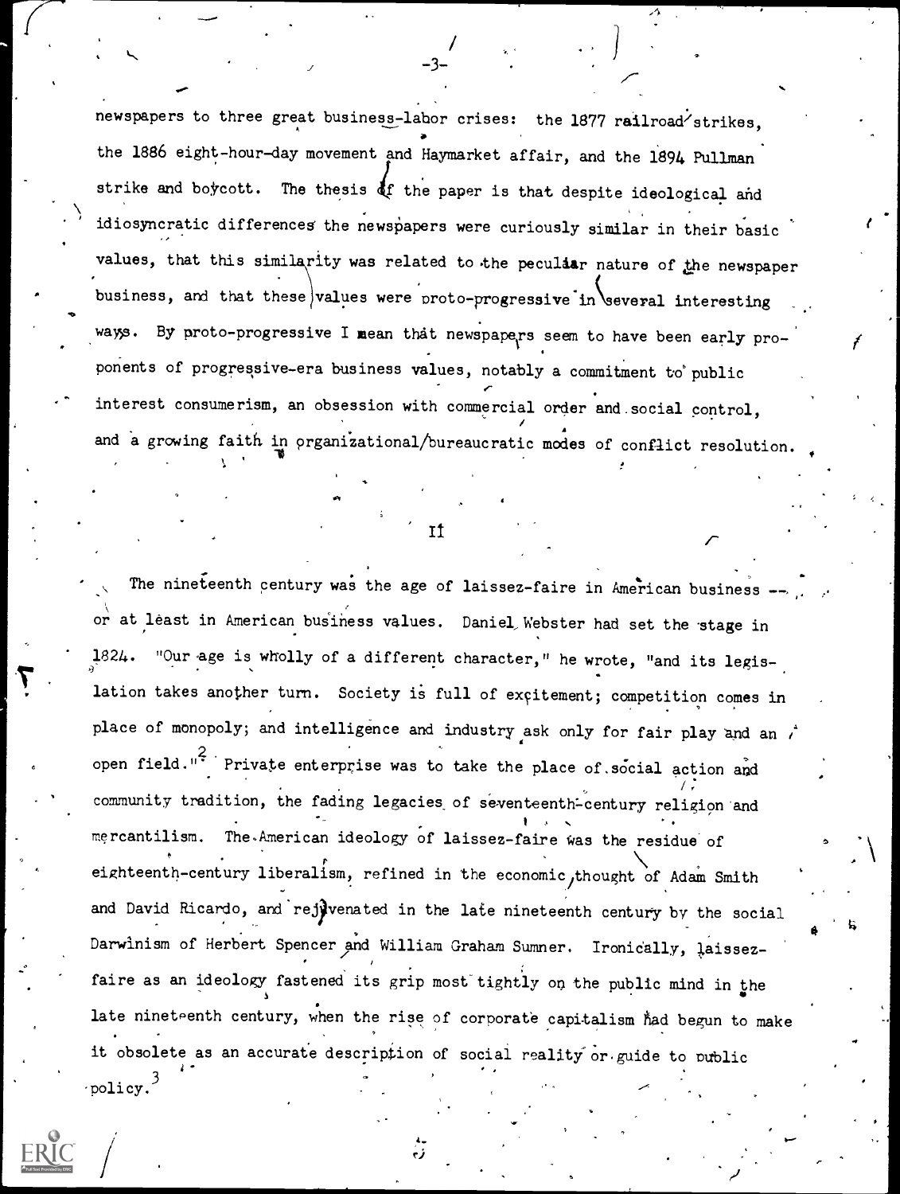newspapers to three great business-labor crises: the 1877 railroad strikes, the 1886 eight-hour-day movement and Haymarket affair, and the 1894 Pullman strike and boycott. The thesis of the paper is that despite ideological and idiosyncratic differences the newspapers were curiously similar in their basic values, that this similarity was related to the peculiar nature of the newspaper business, and that these values were proto-progressive in several interesting ways. By proto-progressive I mean that newspapers seem to have been early proponents of progressive-era business values, notably a commitment to public interest consumerism, an obsession with commercial order and social control, and a growing faith in organizational/bureaucratic modes of conflict resolution.

## II

The nineteenth century was the age of laissez-faire in American business -- or at least in American business values. Daniel Webster had set the stage in 1824. "Our age is wholly of a different character," he wrote, "and its legislation takes another turn. Society is full of excitement; competition comes in place of monopoly; and intelligence and industry ask only for fair play and an open field."[2] Private enterprise was to take the place of social action and community tradition, the fading legacies of seventeenth-century religion and mercantilism. The American ideology of laissez-faire was the residue of eighteenth-century liberalism, refined in the economic thought of Adam Smith and David Ricardo, and rejuvenated in the late nineteenth century by the social Darwinism of Herbert Spencer and William Graham Sumner. Ironically, laissez-faire as an ideology fastened its grip most tightly on the public mind in the late nineteenth century, when the rise of corporate capitalism had begun to make it obsolete as an accurate description of social reality or guide to public policy.[3]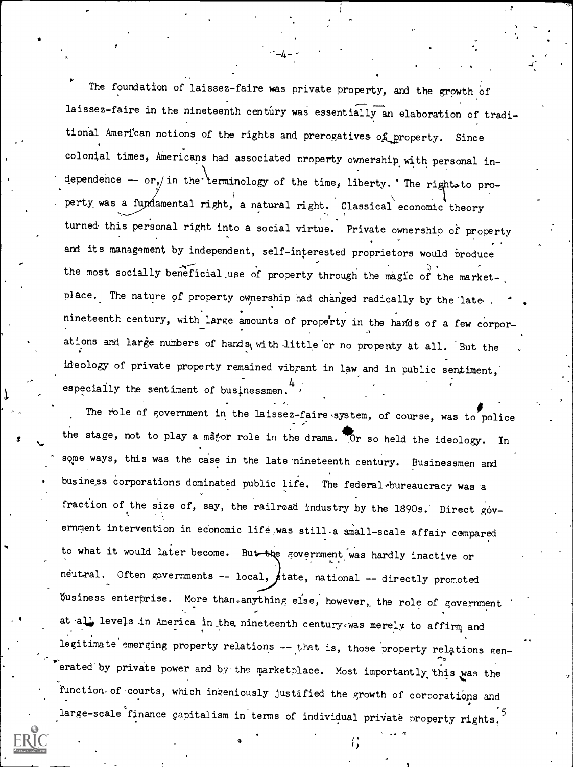The foundation of laissez-faire was private property, and the growth of laissez-faire in the nineteenth century was essentially an elaboration of traditional American notions of the rights and prerogatives of property. Since colonial times, Americans had associated property ownership with personal independence -- or, in the terminology of the time, liberty. The right to property was a fundamental right, a natural right. Classical economic theory turned this personal right into a social virtue. Private ownership of property and its management by independent, self-interested proprietors would produce the most socially beneficial use of property through the magic of the marketplace. The nature of property ownership had changed radically by the late nineteenth century, with large amounts of property in the hands of a few corporations and large numbers of hands with little or no property at all. But the ideology of private property remained vibrant in law and in public sentiment, especially the sentiment of businessmen.[4]

The role of government in the laissez-faire system, of course, was to police the stage, not to play a major role in the drama. Or so held the ideology. In some ways, this was the case in the late nineteenth century. Businessmen and business corporations dominated public life. The federal bureaucracy was a fraction of the size of, say, the railroad industry by the 1890s. Direct government intervention in economic life was still a small-scale affair compared to what it would later become. But the government was hardly inactive or neutral. Often governments -- local, state, national -- directly promoted business enterprise. More than anything else, however, the role of government at all levels in America in the nineteenth century was merely to affirm and legitimate emerging property relations -- that is, those property relations generated by private power and by the marketplace. Most importantly this was the function of courts, which ingeniously justified the growth of corporations and large-scale finance capitalism in terms of individual private property rights.[5]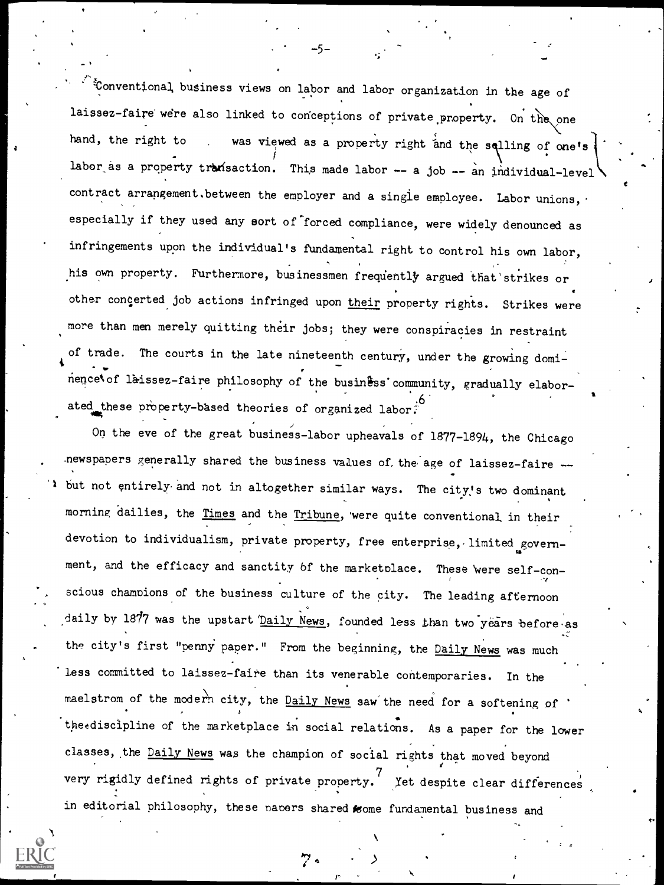Conventional business views on labor and labor organization in the age of laissez-faire were also linked to conceptions of private property. On the one hand, the right to work was viewed as a property right and the selling of one's labor as a property transaction. This made labor -- a job -- an individual-level contract arrangement between the employer and a single employee. Labor unions, especially if they used any sort of forced compliance, were widely denounced as infringements upon the individual's fundamental right to control his own labor, his own property. Furthermore, businessmen frequently argued that strikes or other concerted job actions infringed upon <u>their</u> property rights. Strikes were more than men merely quitting their jobs; they were conspiracies in restraint of trade. The courts in the late nineteenth century, under the growing dominence of laissez-faire philosophy of the business community, gradually elaborated these property-based theories of organized labor.[6]

On the eve of the great business-labor upheavals of 1877-1894, the Chicago newspapers generally shared the business values of the age of laissez-faire -- but not entirely and not in altogether similar ways. The city's two dominant morning dailies, the <u>Times</u> and the <u>Tribune</u>, were quite conventional in their devotion to individualism, private property, free enterprise, limited government, and the efficacy and sanctity of the marketplace. These were self-conscious champions of the business culture of the city. The leading afternoon daily by 1877 was the upstart <u>Daily News</u>, founded less than two years before as the city's first "penny paper." From the beginning, the <u>Daily News</u> was much less committed to laissez-faire than its venerable contemporaries. In the maelstrom of the modern city, the <u>Daily News</u> saw the need for a softening of the discipline of the marketplace in social relations. As a paper for the lower classes, the <u>Daily News</u> was the champion of social rights that moved beyond very rigidly defined rights of private property.[7] Yet despite clear differences in editorial philosophy, these papers shared some fundamental business and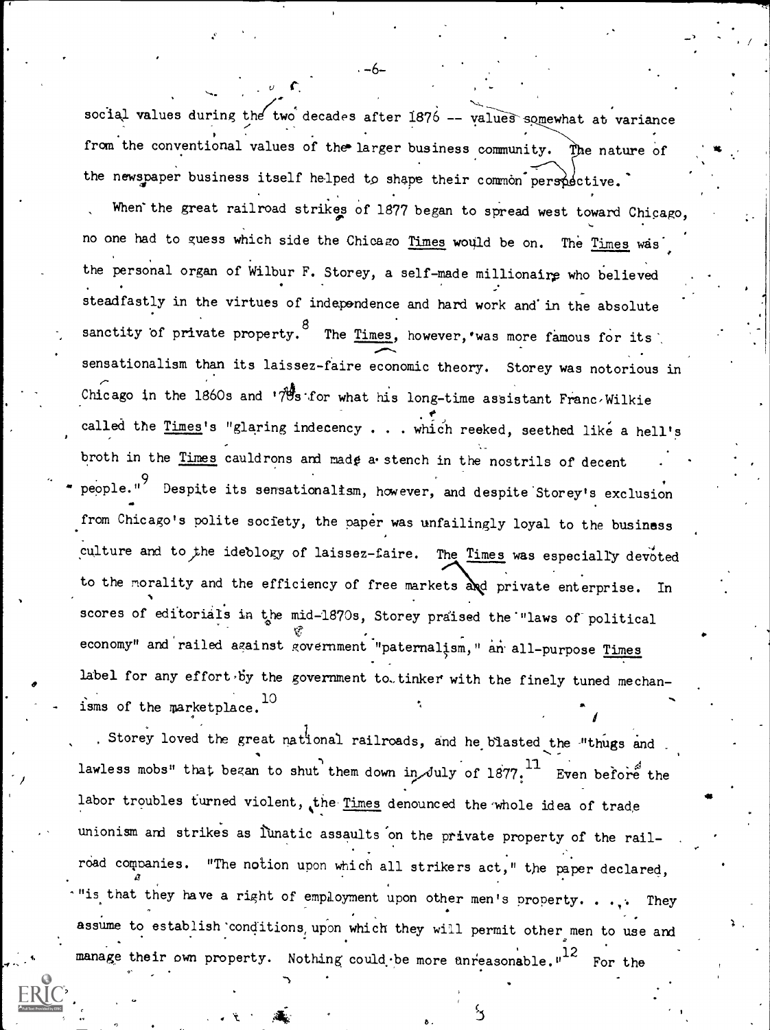social values during the two decades after 1876 -- values somewhat at variance from the conventional values of the larger business community. The nature of the newspaper business itself helped to shape their common perspective.

When the great railroad strikes of 1877 began to spread west toward Chicago, no one had to guess which side the Chicago *Times* would be on. The *Times* was the personal organ of Wilbur F. Storey, a self-made millionaire who believed steadfastly in the virtues of independence and hard work and in the absolute sanctity of private property.[8] The *Times*, however, was more famous for its sensationalism than its laissez-faire economic theory. Storey was notorious in Chicago in the 1860s and '70s for what his long-time assistant Franc Wilkie called the *Times*'s "glaring indecency . . . which reeked, seethed like a hell's broth in the *Times* cauldrons and made a stench in the nostrils of decent people."[9] Despite its sensationalism, however, and despite Storey's exclusion from Chicago's polite society, the paper was unfailingly loyal to the business culture and to the ideology of laissez-faire. The *Times* was especially devoted to the morality and the efficiency of free markets and private enterprise. In scores of editorials in the mid-1870s, Storey praised the "laws of political economy" and railed against government "paternalism," an all-purpose *Times* label for any effort by the government to tinker with the finely tuned mechanisms of the marketplace.[10]

Storey loved the great national railroads, and he blasted the "thugs and lawless mobs" that began to shut them down in July of 1877.[11] Even before the labor troubles turned violent, the *Times* denounced the whole idea of trade unionism and strikes as lunatic assaults on the private property of the railroad companies. "The notion upon which all strikers act," the paper declared, "is that they have a right of employment upon other men's property. . . . They assume to establish conditions upon which they will permit other men to use and manage their own property. Nothing could be more unreasonable."[12] For the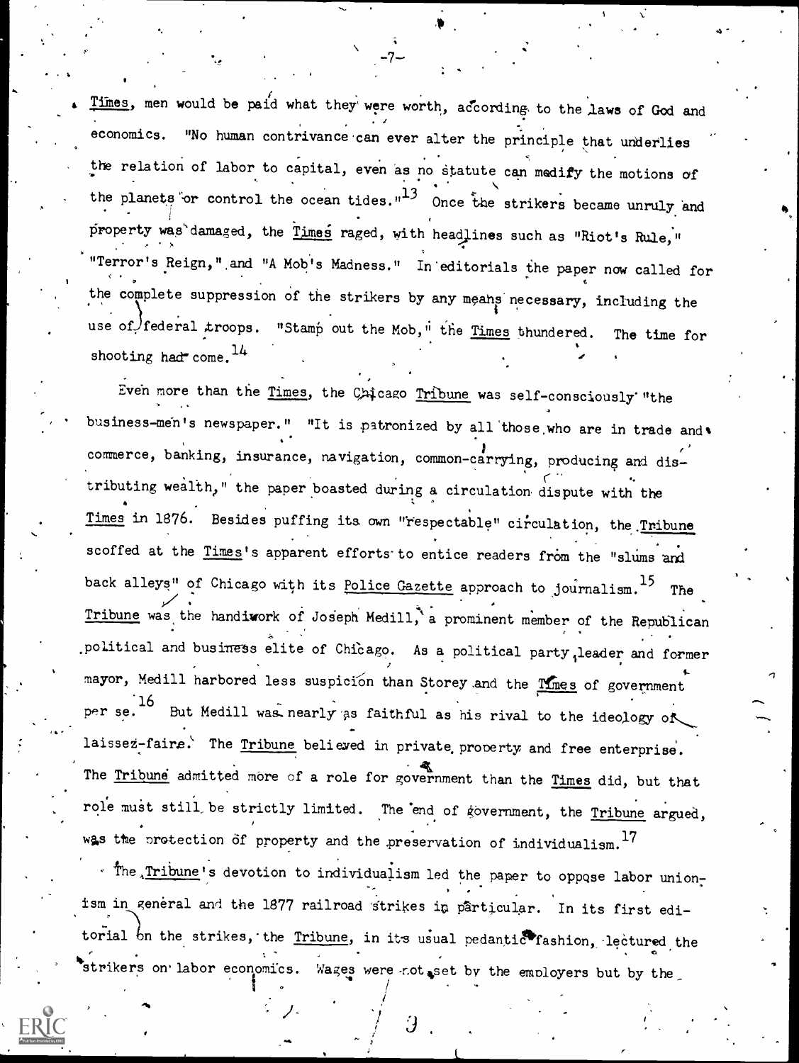*Times*, men would be paid what they were worth, according to the laws of God and economics. "No human contrivance can ever alter the principle that underlies the relation of labor to capital, even as no statute can modify the motions of the planets or control the ocean tides."[13] Once the strikers became unruly and property was damaged, the *Times* raged, with headlines such as "Riot's Rule," "Terror's Reign," and "A Mob's Madness." In editorials the paper now called for the complete suppression of the strikers by any means necessary, including the use of federal troops. "Stamp out the Mob," the *Times* thundered. The time for shooting had come.[14]

Even more than the *Times*, the Chicago *Tribune* was self-consciously "the business-men's newspaper." "It is patronized by all those who are in trade and commerce, banking, insurance, navigation, common-carrying, producing and distributing wealth," the paper boasted during a circulation dispute with the *Times* in 1876. Besides puffing its own "respectable" circulation, the *Tribune* scoffed at the *Times*'s apparent efforts to entice readers from the "slums and back alleys" of Chicago with its *Police Gazette* approach to journalism.[15] The *Tribune* was the handiwork of Joseph Medill, a prominent member of the Republican political and business elite of Chicago. As a political party leader and former mayor, Medill harbored less suspicion than Storey and the *Times* of government per se.[16] But Medill was nearly as faithful as his rival to the ideology of laissez-faire. The *Tribune* believed in private property and free enterprise. The *Tribune* admitted more of a role for government than the *Times* did, but that role must still be strictly limited. The end of government, the *Tribune* argued, was the protection of property and the preservation of individualism.[17]

The *Tribune*'s devotion to individualism led the paper to oppose labor unionism in general and the 1877 railroad strikes in particular. In its first editorial on the strikes, the *Tribune*, in its usual pedantic fashion, lectured the strikers on labor economics. Wages were not set by the employers but by the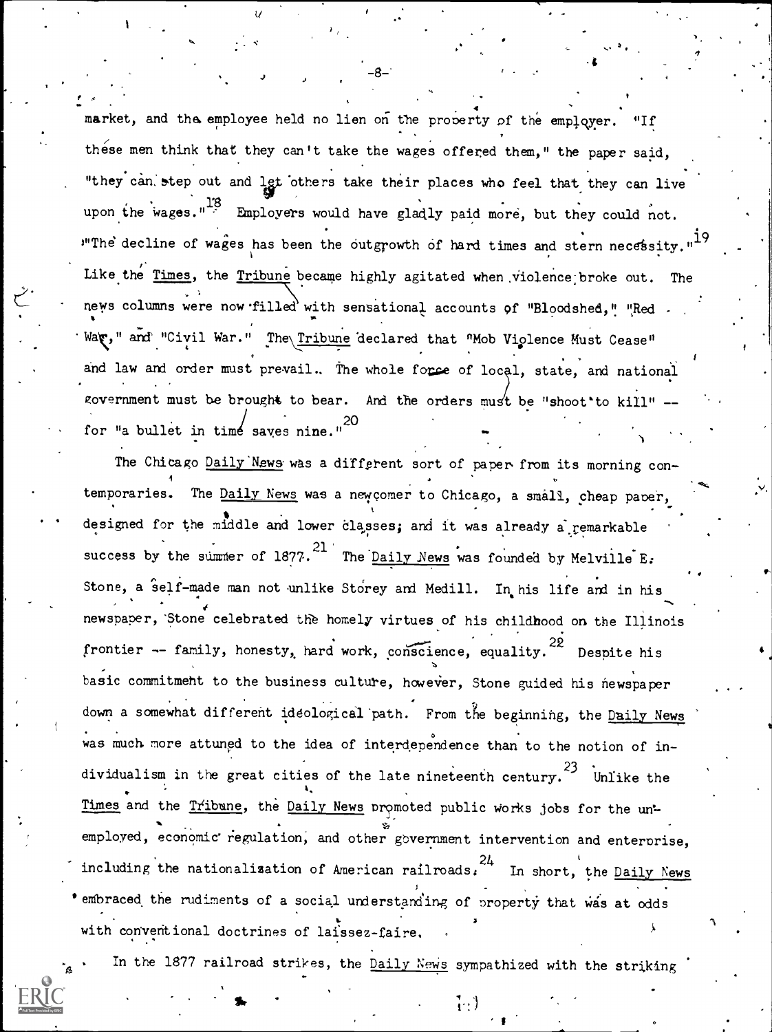market, and the employee held no lien on the property of the employer. "If these men think that they can't take the wages offered them," the paper said, "they can step out and let others take their places who feel that they can live upon the wages."[18] Employers would have gladly paid more, but they could not. "The decline of wages has been the outgrowth of hard times and stern necessity."[19] Like the _Times_, the _Tribune_ became highly agitated when violence broke out. The news columns were now filled with sensational accounts of "Bloodshed," "Red War," and "Civil War." The _Tribune_ declared that "Mob Violence Must Cease" and law and order must prevail. The whole force of local, state, and national government must be brought to bear. And the orders must be "shoot to kill" -- for "a bullet in time saves nine."[20]

The Chicago _Daily News_ was a different sort of paper from its morning contemporaries. The _Daily News_ was a newcomer to Chicago, a small, cheap paper, designed for the middle and lower classes; and it was already a remarkable success by the summer of 1877.[21] The _Daily News_ was founded by Melville E. Stone, a self-made man not unlike Storey and Medill. In his life and in his newspaper, Stone celebrated the homely virtues of his childhood on the Illinois frontier -- family, honesty, hard work, conscience, equality.[22] Despite his basic commitment to the business culture, however, Stone guided his newspaper down a somewhat different ideological path. From the beginning, the _Daily News_ was much more attuned to the idea of interdependence than to the notion of individualism in the great cities of the late nineteenth century.[23] Unlike the _Times_ and the _Tribune_, the _Daily News_ promoted public works jobs for the unemployed, economic regulation, and other government intervention and enterprise, including the nationalization of American railroads.[24] In short, the _Daily News_ embraced the rudiments of a social understanding of property that was at odds with conventional doctrines of laissez-faire.

In the 1877 railroad strikes, the _Daily News_ sympathized with the striking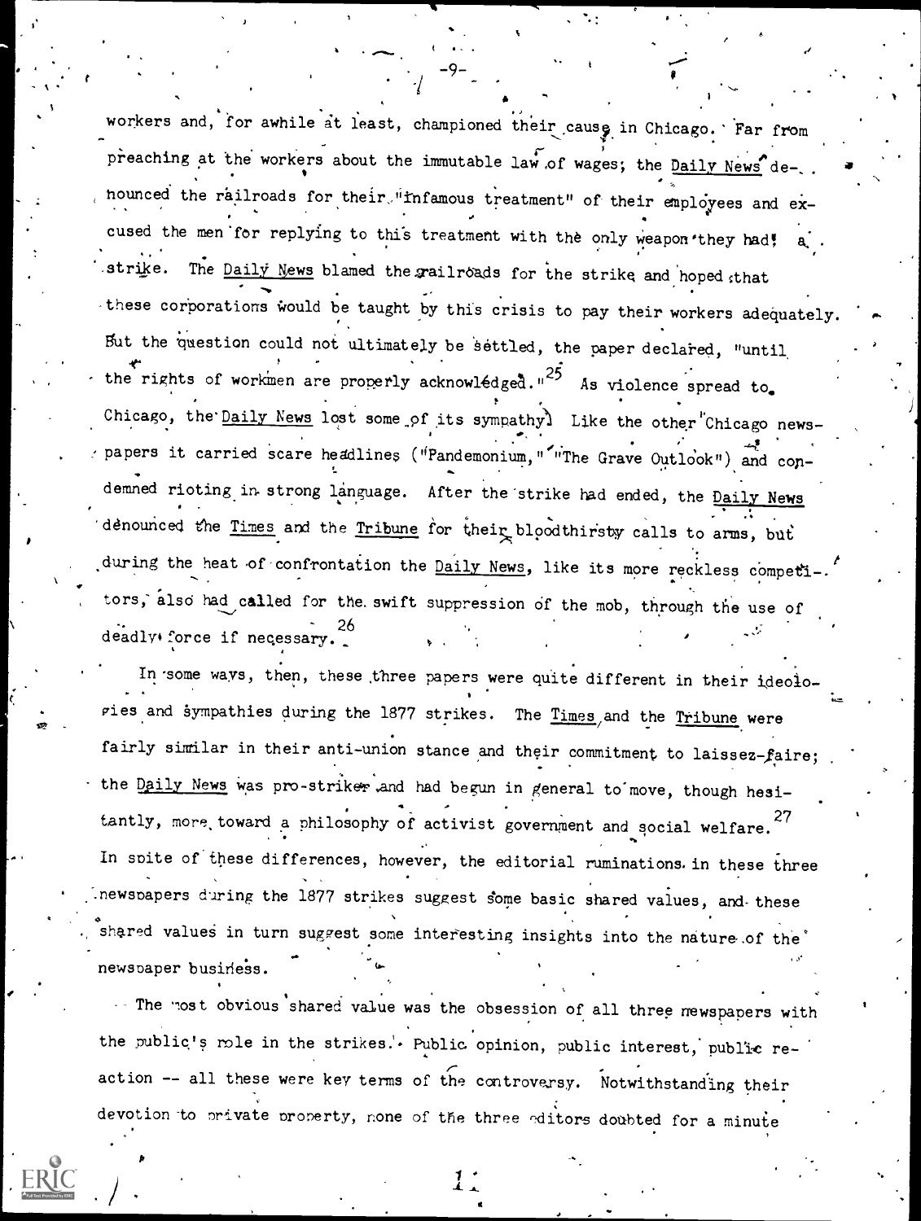workers and, for awhile at least, championed their cause in Chicago. Far from preaching at the workers about the immutable law of wages, the Daily News denounced the railroads for their "infamous treatment" of their employees and excused the men for replying to this treatment with the only weapon they had: a strike. The Daily News blamed the railroads for the strike and hoped that these corporations would be taught by this crisis to pay their workers adequately. But the question could not ultimately be settled, the paper declared, "until the rights of workmen are properly acknowledged."[25] As violence spread to Chicago, the Daily News lost some of its sympathy. Like the other Chicago newspapers it carried scare headlines ("Pandemonium," "The Grave Outlook") and condemned rioting in strong language. After the strike had ended, the Daily News denounced the Times and the Tribune for their bloodthirsty calls to arms, but during the heat of confrontation the Daily News, like its more reckless competitors, also had called for the swift suppression of the mob, through the use of deadly force if necessary.[26]

In some ways, then, these three papers were quite different in their ideologies and sympathies during the 1877 strikes. The Times and the Tribune were fairly similar in their anti-union stance and their commitment to laissez-faire; the Daily News was pro-striker and had begun in general to move, though hesitantly, more toward a philosophy of activist government and social welfare.[27] In spite of these differences, however, the editorial ruminations in these three newspapers during the 1877 strikes suggest some basic shared values, and these shared values in turn suggest some interesting insights into the nature of the newspaper business.

The most obvious shared value was the obsession of all three newspapers with the public's role in the strikes. Public opinion, public interest, public reaction -- all these were key terms of the controversy. Notwithstanding their devotion to private property, none of the three editors doubted for a minute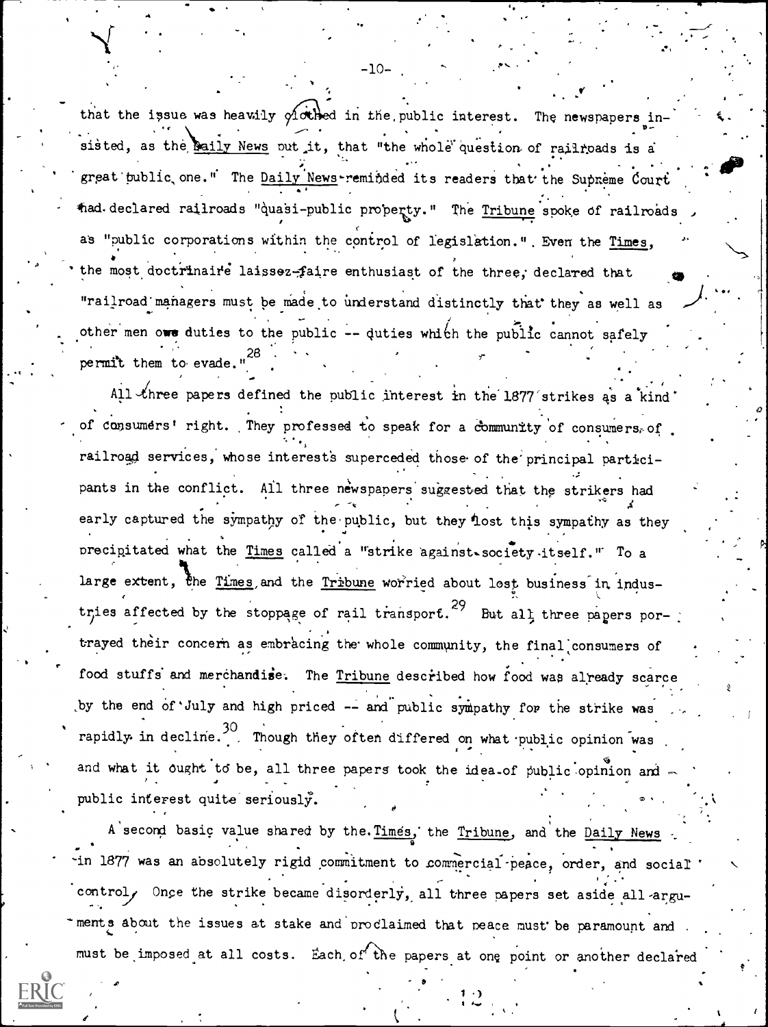that the issue was heavily clothed in the public interest. The newspapers insisted, as the Daily News put it, that "the whole question of railroads is a great public one." The Daily News reminded its readers that the Supreme Court had declared railroads "quasi-public property." The Tribune spoke of railroads as "public corporations within the control of legislation." Even the Times, the most doctrinaire laissez-faire enthusiast of the three, declared that "railroad managers must be made to understand distinctly that they as well as other men owe duties to the public -- duties which the public cannot safely permit them to evade."[28]

All three papers defined the public interest in the 1877 strikes as a kind of consumers' right. They professed to speak for a community of consumers of railroad services, whose interests superceded those of the principal participants in the conflict. All three newspapers suggested that the strikers had early captured the sympathy of the public, but they lost this sympathy as they precipitated what the Times called a "strike against society itself." To a large extent, the Times and the Tribune worried about lost business in industries affected by the stoppage of rail transport.[29] But all three papers portrayed their concern as embracing the whole community, the final consumers of food stuffs and merchandise. The Tribune described how food was already scarce by the end of July and high priced -- and public sympathy for the strike was rapidly in decline.[30] Though they often differed on what public opinion was and what it ought to be, all three papers took the idea of public opinion and public interest quite seriously.

A second basic value shared by the Times, the Tribune, and the Daily News in 1877 was an absolutely rigid commitment to commercial peace, order, and social control. Once the strike became disorderly, all three papers set aside all arguments about the issues at stake and proclaimed that peace must be paramount and must be imposed at all costs. Each of the papers at one point or another declared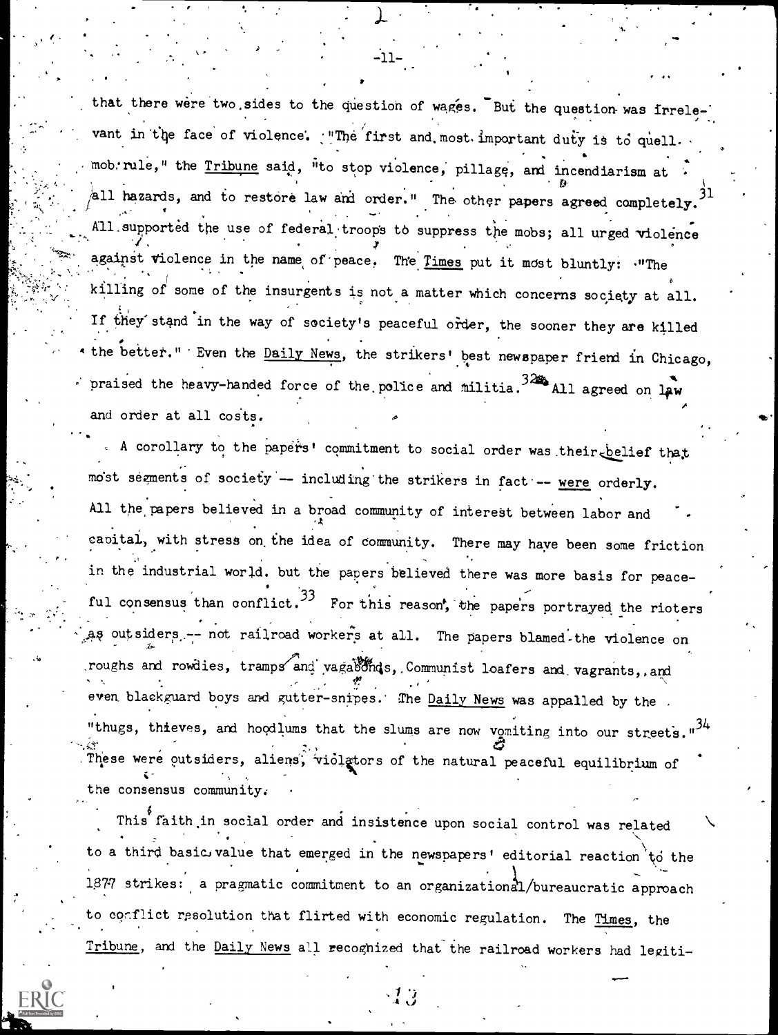that there were two sides to the question of wages. But the question was irrelevant in the face of violence. "The first and most important duty is to quell mob rule," the *Tribune* said, "to stop violence, pillage, and incendiarism at all hazards, and to restore law and order." The other papers agreed completely.[31] All supported the use of federal troops to suppress the mobs; all urged violence against violence in the name of peace. The *Times* put it most bluntly: "The killing of some of the insurgents is not a matter which concerns society at all. If they stand in the way of society's peaceful order, the sooner they are killed the better." Even the *Daily News*, the strikers' best newspaper friend in Chicago, praised the heavy-handed force of the police and militia.[32] All agreed on law and order at all costs.

A corollary to the papers' commitment to social order was their belief that most segments of society -- including the strikers in fact -- *were* orderly. All the papers believed in a broad community of interest between labor and capital, with stress on the idea of community. There may have been some friction in the industrial world, but the papers believed there was more basis for peaceful consensus than conflict.[33] For this reason, the papers portrayed the rioters as outsiders -- not railroad workers at all. The papers blamed the violence on roughs and rowdies, tramps and vagabonds, Communist loafers and vagrants, and even blackguard boys and gutter-snipes. The *Daily News* was appalled by the "thugs, thieves, and hoodlums that the slums are now vomiting into our streets."[34] These were outsiders, aliens, violators of the natural peaceful equilibrium of the consensus community.

This faith in social order and insistence upon social control was related to a third basic value that emerged in the newspapers' editorial reaction to the 1877 strikes: a pragmatic commitment to an organizational/bureaucratic approach to conflict resolution that flirted with economic regulation. The *Times*, the *Tribune*, and the *Daily News* all recognized that the railroad workers had legiti-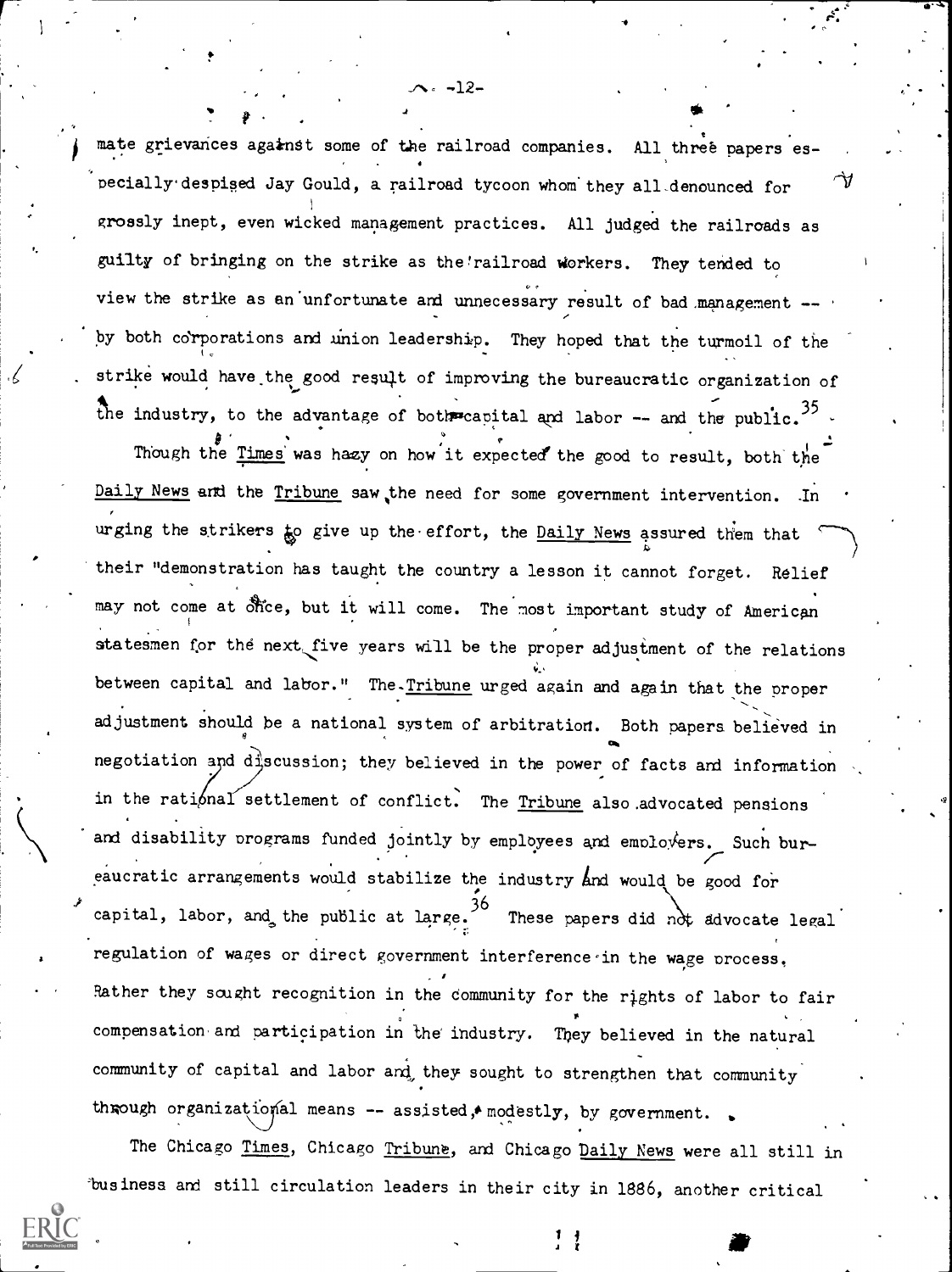mate grievances against some of the railroad companies. All three papers especially despised Jay Gould, a railroad tycoon whom they all denounced for grossly inept, even wicked management practices. All judged the railroads as guilty of bringing on the strike as the railroad workers. They tended to view the strike as an unfortunate and unnecessary result of bad management -- by both corporations and union leadership. They hoped that the turmoil of the strike would have the good result of improving the bureaucratic organization of the industry, to the advantage of both capital and labor -- and the public.[35]

Though the Times was hazy on how it expected the good to result, both the Daily News and the Tribune saw the need for some government intervention. In urging the strikers to give up the effort, the Daily News assured them that their "demonstration has taught the country a lesson it cannot forget. Relief may not come at once, but it will come. The most important study of American statesmen for the next five years will be the proper adjustment of the relations between capital and labor." The Tribune urged again and again that the proper adjustment should be a national system of arbitration. Both papers believed in negotiation and discussion; they believed in the power of facts and information in the rational settlement of conflict. The Tribune also advocated pensions and disability programs funded jointly by employees and employers. Such bureaucratic arrangements would stabilize the industry and would be good for capital, labor, and the public at large.[36] These papers did not advocate legal regulation of wages or direct government interference in the wage process. Rather they sought recognition in the community for the rights of labor to fair compensation and participation in the industry. They believed in the natural community of capital and labor and they sought to strengthen that community through organizational means -- assisted, modestly, by government.

The Chicago Times, Chicago Tribune, and Chicago Daily News were all still in business and still circulation leaders in their city in 1886, another critical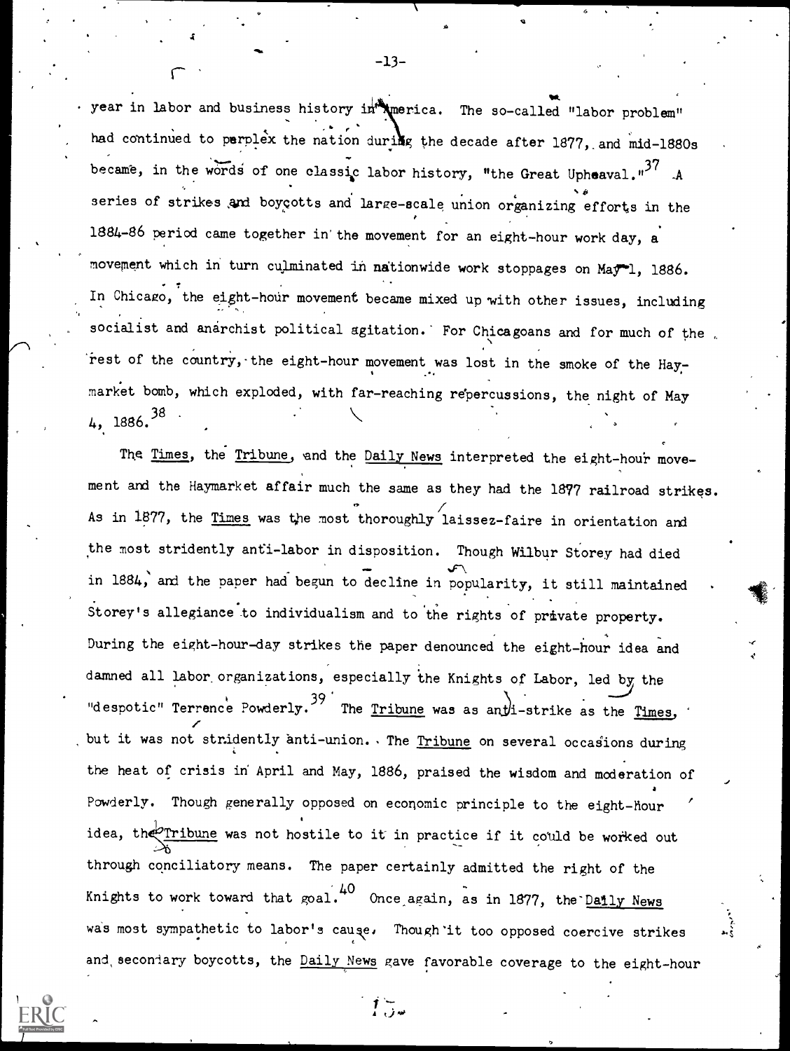year in labor and business history in America. The so-called "labor problem" had continued to perplex the nation during the decade after 1877, and mid-1880s became, in the words of one classic labor history, "the Great Upheaval."[37] A series of strikes and boycotts and large-scale union organizing efforts in the 1884-86 period came together in the movement for an eight-hour work day, a movement which in turn culminated in nationwide work stoppages on May 1, 1886. In Chicago, the eight-hour movement became mixed up with other issues, including socialist and anarchist political agitation. For Chicagoans and for much of the rest of the country, the eight-hour movement was lost in the smoke of the Haymarket bomb, which exploded, with far-reaching repercussions, the night of May 4, 1886.[38]

The Times, the Tribune, and the Daily News interpreted the eight-hour movement and the Haymarket affair much the same as they had the 1877 railroad strikes. As in 1877, the Times was the most thoroughly laissez-faire in orientation and the most stridently anti-labor in disposition. Though Wilbur Storey had died in 1884, and the paper had begun to decline in popularity, it still maintained Storey's allegiance to individualism and to the rights of private property. During the eight-hour-day strikes the paper denounced the eight-hour idea and damned all labor organizations, especially the Knights of Labor, led by the "despotic" Terrence Powderly.[39] The Tribune was as anti-strike as the Times, but it was not stridently anti-union. The Tribune on several occasions during the heat of crisis in April and May, 1886, praised the wisdom and moderation of Powderly. Though generally opposed on economic principle to the eight-hour idea, the Tribune was not hostile to it in practice if it could be worked out through conciliatory means. The paper certainly admitted the right of the Knights to work toward that goal.[40] Once again, as in 1877, the Daily News was most sympathetic to labor's cause. Though it too opposed coercive strikes and secondary boycotts, the Daily News gave favorable coverage to the eight-hour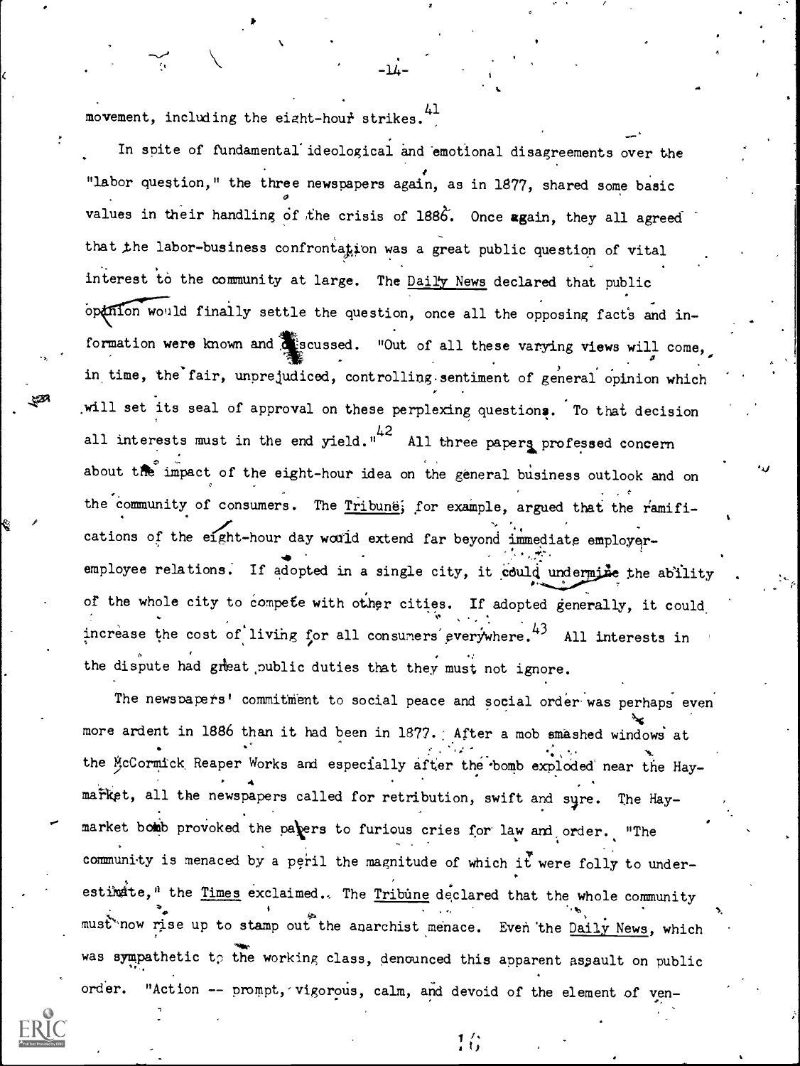movement, including the eight-hour strikes.[41]

In spite of fundamental ideological and emotional disagreements over the "labor question," the three newspapers again, as in 1877, shared some basic values in their handling of the crisis of 1886. Once again, they all agreed that the labor-business confrontation was a great public question of vital interest to the community at large. The Daily News declared that public opinion would finally settle the question, once all the opposing facts and information were known and discussed. "Out of all these varying views will come, in time, the fair, unprejudiced, controlling sentiment of general opinion which will set its seal of approval on these perplexing questions. To that decision all interests must in the end yield."[42] All three papers professed concern about the impact of the eight-hour idea on the general business outlook and on the community of consumers. The Tribune, for example, argued that the ramifications of the eight-hour day would extend far beyond immediate employer-employee relations. If adopted in a single city, it could undermine the ability of the whole city to compete with other cities. If adopted generally, it could increase the cost of living for all consumers everywhere.[43] All interests in the dispute had great public duties that they must not ignore.

The newspapers' commitment to social peace and social order was perhaps even more ardent in 1886 than it had been in 1877. After a mob smashed windows at the McCormick Reaper Works and especially after the bomb exploded near the Haymarket, all the newspapers called for retribution, swift and sure. The Haymarket bomb provoked the papers to furious cries for law and order. "The community is menaced by a peril the magnitude of which it were folly to underestimate," the Times exclaimed. The Tribune declared that the whole community must now rise up to stamp out the anarchist menace. Even the Daily News, which was sympathetic to the working class, denounced this apparent assault on public order. "Action -- prompt, vigorous, calm, and devoid of the element of ven-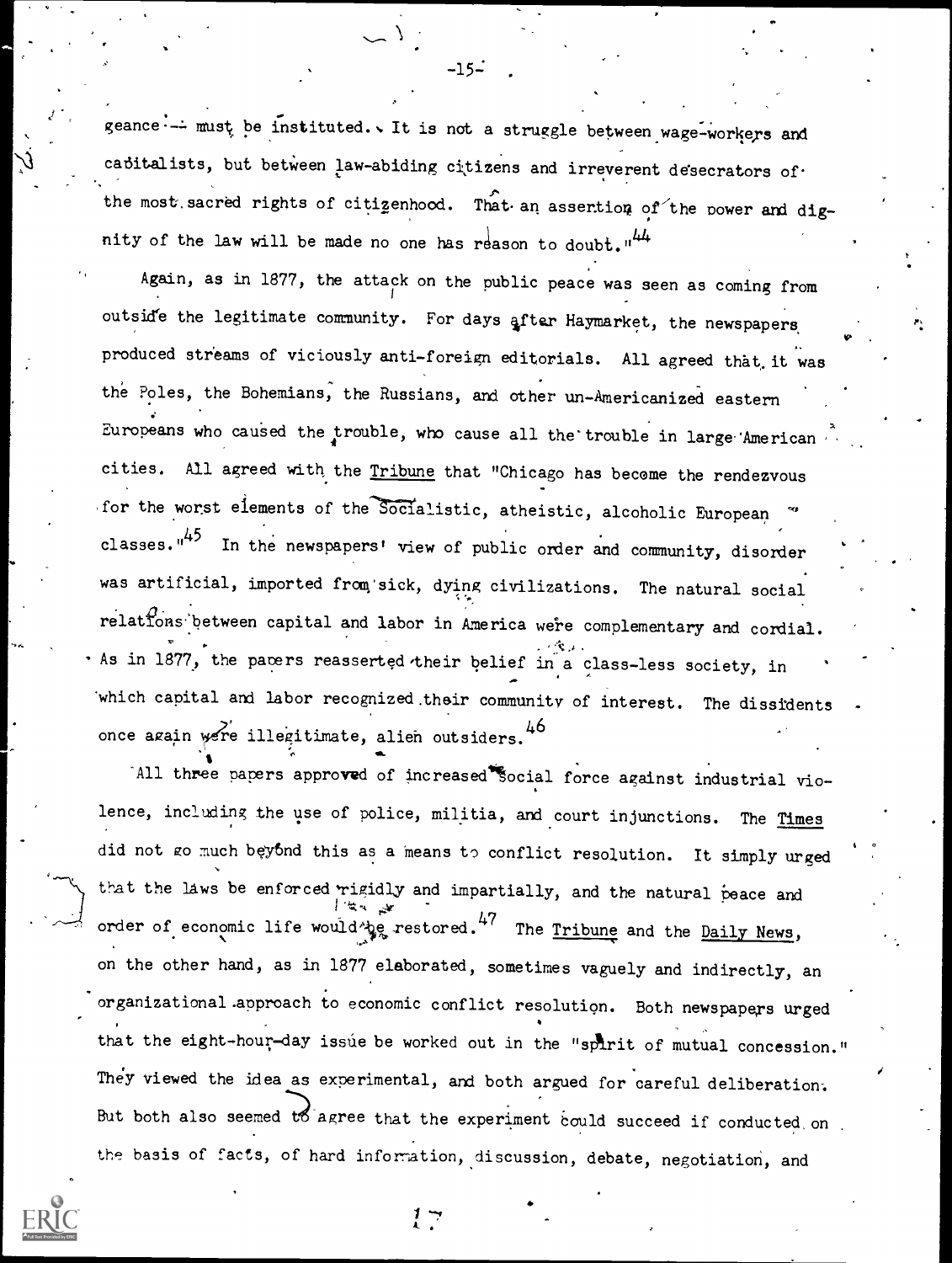geance -- must be instituted. It is not a struggle between wage-workers and capitalists, but between law-abiding citizens and irreverent desecrators of the most sacred rights of citizenhood. That an assertion of the power and dignity of the law will be made no one has reason to doubt."[44]

Again, as in 1877, the attack on the public peace was seen as coming from outside the legitimate community. For days after Haymarket, the newspapers produced streams of viciously anti-foreign editorials. All agreed that it was the Poles, the Bohemians, the Russians, and other un-Americanized eastern Europeans who caused the trouble, who cause all the trouble in large American cities. All agreed with the Tribune that "Chicago has become the rendezvous for the worst elements of the Socialistic, atheistic, alcoholic European classes."[45] In the newspapers' view of public order and community, disorder was artificial, imported from sick, dying civilizations. The natural social relations between capital and labor in America were complementary and cordial. As in 1877, the papers reasserted their belief in a class-less society, in which capital and labor recognized their community of interest. The dissidents once again were illegitimate, alien outsiders.[46]

All three papers approved of increased social force against industrial violence, including the use of police, militia, and court injunctions. The Times did not go much beyond this as a means to conflict resolution. It simply urged that the laws be enforced rigidly and impartially, and the natural peace and order of economic life would be restored.[47] The Tribune and the Daily News, on the other hand, as in 1877 elaborated, sometimes vaguely and indirectly, an organizational approach to economic conflict resolution. Both newspapers urged that the eight-hour-day issue be worked out in the "spirit of mutual concession." They viewed the idea as experimental, and both argued for careful deliberation. But both also seemed to agree that the experiment could succeed if conducted on the basis of facts, of hard information, discussion, debate, negotiation, and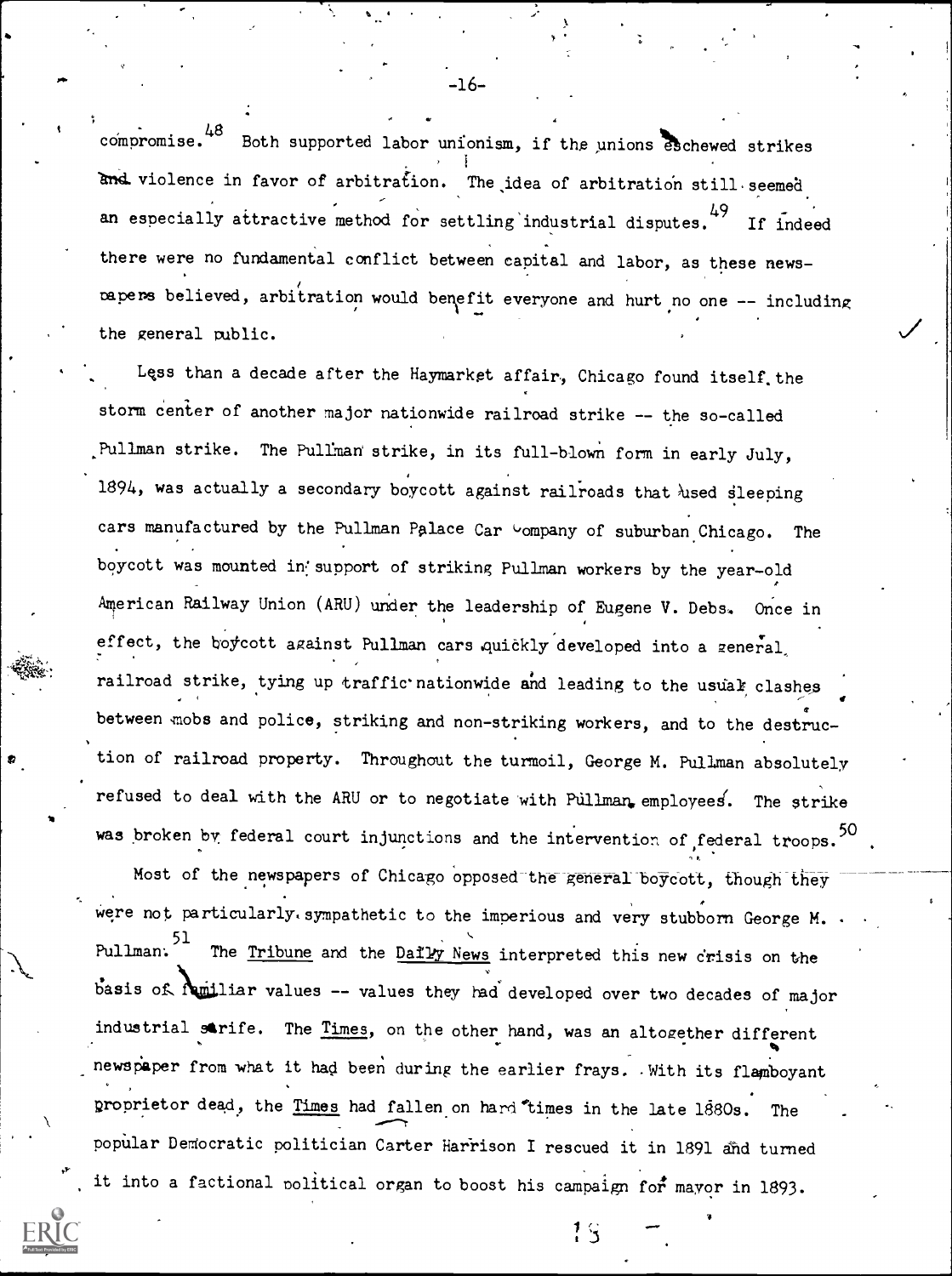compromise.[48] Both supported labor unionism, if the unions eschewed strikes and violence in favor of arbitration. The idea of arbitration still seemed an especially attractive method for settling industrial disputes.[49] If indeed there were no fundamental conflict between capital and labor, as these newspapers believed, arbitration would benefit everyone and hurt no one -- including the general public.

Less than a decade after the Haymarket affair, Chicago found itself the storm center of another major nationwide railroad strike -- the so-called Pullman strike. The Pullman strike, in its full-blown form in early July, 1894, was actually a secondary boycott against railroads that used sleeping cars manufactured by the Pullman Palace Car Company of suburban Chicago. The boycott was mounted in support of striking Pullman workers by the year-old American Railway Union (ARU) under the leadership of Eugene V. Debs. Once in effect, the boycott against Pullman cars quickly developed into a general railroad strike, tying up traffic nationwide and leading to the usual clashes between mobs and police, striking and non-striking workers, and to the destruction of railroad property. Throughout the turmoil, George M. Pullman absolutely refused to deal with the ARU or to negotiate with Pullman employees. The strike was broken by federal court injunctions and the intervention of federal troops.[50]

Most of the newspapers of Chicago opposed the general boycott, though they were not particularly sympathetic to the imperious and very stubborn George M. Pullman.[51] The Tribune and the Daily News interpreted this new crisis on the basis of familiar values -- values they had developed over two decades of major industrial strife. The Times, on the other hand, was an altogether different newspaper from what it had been during the earlier frays. With its flamboyant proprietor dead, the Times had fallen on hard times in the late 1880s. The popular Democratic politician Carter Harrison I rescued it in 1891 and turned it into a factional political organ to boost his campaign for mayor in 1893.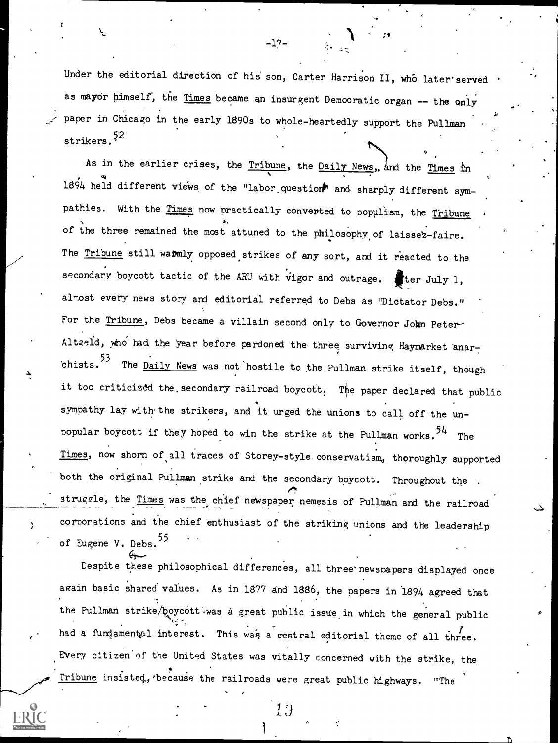Under the editorial direction of his son, Carter Harrison II, who later served as mayor himself, the Times became an insurgent Democratic organ -- the only paper in Chicago in the early 1890s to whole-heartedly support the Pullman strikers.[52]

As in the earlier crises, the Tribune, the Daily News, and the Times in 1894 held different views of the "labor question" and sharply different sympathies. With the Times now practically converted to populism, the Tribune of the three remained the most attuned to the philosophy of laissez-faire. The Tribune still warmly opposed strikes of any sort, and it reacted to the secondary boycott tactic of the ARU with vigor and outrage. After July 1, almost every news story and editorial referred to Debs as "Dictator Debs." For the Tribune, Debs became a villain second only to Governor John Peter Altgeld, who had the year before pardoned the three surviving Haymarket anarchists.[53] The Daily News was not hostile to the Pullman strike itself, though it too criticized the secondary railroad boycott. The paper declared that public sympathy lay with the strikers, and it urged the unions to call off the unpopular boycott if they hoped to win the strike at the Pullman works.[54] The Times, now shorn of all traces of Storey-style conservatism, thoroughly supported both the original Pullman strike and the secondary boycott. Throughout the struggle, the Times was the chief newspaper nemesis of Pullman and the railroad corporations and the chief enthusiast of the striking unions and the leadership of Eugene V. Debs.[55]

Despite these philosophical differences, all three newspapers displayed once again basic shared values. As in 1877 and 1886, the papers in 1894 agreed that the Pullman strike/boycott was a great public issue in which the general public had a fundamental interest. This was a central editorial theme of all three. Every citizen of the United States was vitally concerned with the strike, the Tribune insisted, because the railroads were great public highways. "The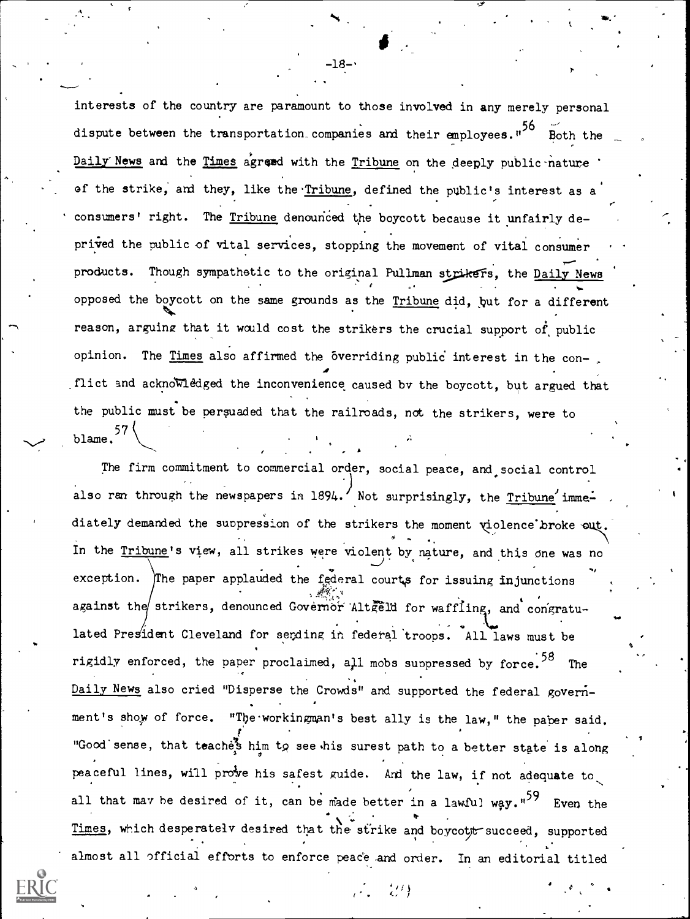interests of the country are paramount to those involved in any merely personal dispute between the transportation companies and their employees."[56] Both the Daily News and the Times agreed with the Tribune on the deeply public nature of the strike, and they, like the Tribune, defined the public's interest as a consumers' right. The Tribune denounced the boycott because it unfairly deprived the public of vital services, stopping the movement of vital consumer products. Though sympathetic to the original Pullman strikers, the Daily News opposed the boycott on the same grounds as the Tribune did, but for a different reason, arguing that it would cost the strikers the crucial support of public opinion. The Times also affirmed the overriding public interest in the conflict and acknowledged the inconvenience caused by the boycott, but argued that the public must be persuaded that the railroads, not the strikers, were to blame.[57]

The firm commitment to commercial order, social peace, and social control also ran through the newspapers in 1894. Not surprisingly, the Tribune immediately demanded the suppression of the strikers the moment violence broke out. In the Tribune's view, all strikes were violent by nature, and this one was no exception. The paper applauded the federal courts for issuing injunctions against the strikers, denounced Governor Altgeld for waffling, and congratulated President Cleveland for sending in federal troops. All laws must be rigidly enforced, the paper proclaimed, all mobs suppressed by force.[58] The Daily News also cried "Disperse the Crowds" and supported the federal government's show of force. "The workingman's best ally is the law," the paper said. "Good sense, that teaches him to see his surest path to a better state is along peaceful lines, will prove his safest guide. And the law, if not adequate to all that may be desired of it, can be made better in a lawful way."[59] Even the Times, which desperately desired that the strike and boycott succeed, supported almost all official efforts to enforce peace and order. In an editorial titled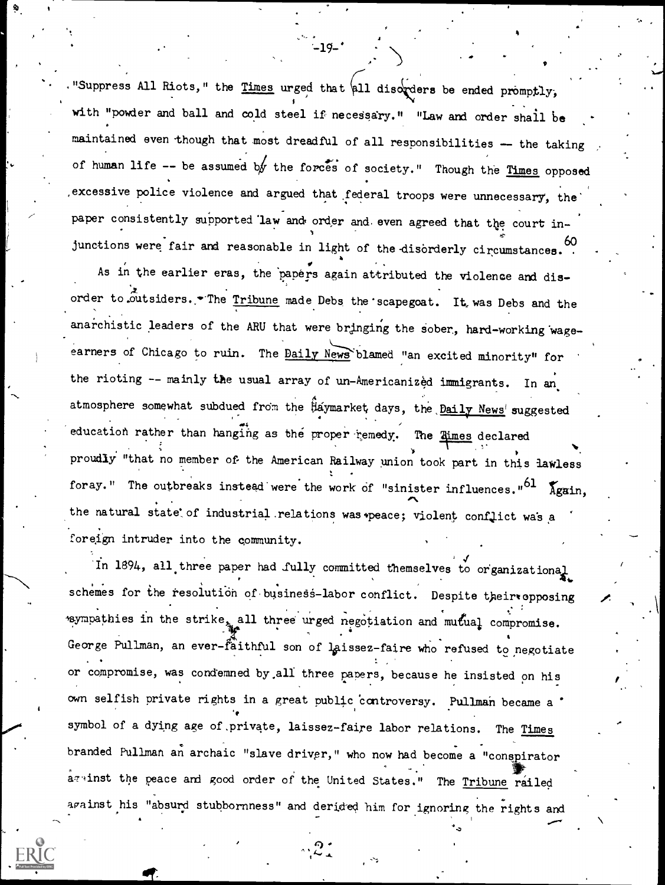"Suppress All Riots," the *Times* urged that all disorders be ended promptly, with "powder and ball and cold steel if necessary." "Law and order shall be maintained even though that most dreadful of all responsibilities -- the taking of human life -- be assumed by the forces of society." Though the *Times* opposed excessive police violence and argued that federal troops were unnecessary, the paper consistently supported law and order and even agreed that the court injunctions were fair and reasonable in light of the disorderly circumstances.[60]

As in the earlier eras, the papers again attributed the violence and disorder to outsiders. The *Tribune* made Debs the scapegoat. It was Debs and the anarchistic leaders of the ARU that were bringing the sober, hard-working wage-earners of Chicago to ruin. The *Daily News* blamed "an excited minority" for the rioting -- mainly the usual array of un-Americanized immigrants. In an atmosphere somewhat subdued from the Haymarket days, the *Daily News* suggested education rather than hanging as the proper remedy. The *Times* declared proudly "that no member of the American Railway union took part in this lawless foray." The outbreaks instead were the work of "sinister influences."[61] Again, the natural state of industrial relations was peace; violent conflict was a foreign intruder into the community.

In 1894, all three paper had fully committed themselves to organizational schemes for the resolution of business-labor conflict. Despite their opposing sympathies in the strike, all three urged negotiation and mutual compromise. George Pullman, an ever-faithful son of laissez-faire who refused to negotiate or compromise, was condemned by all three papers, because he insisted on his own selfish private rights in a great public controversy. Pullman became a symbol of a dying age of private, laissez-faire labor relations. The *Times* branded Pullman an archaic "slave driver," who now had become a "conspirator against the peace and good order of the United States." The *Tribune* railed against his "absurd stubbornness" and derided him for ignoring the rights and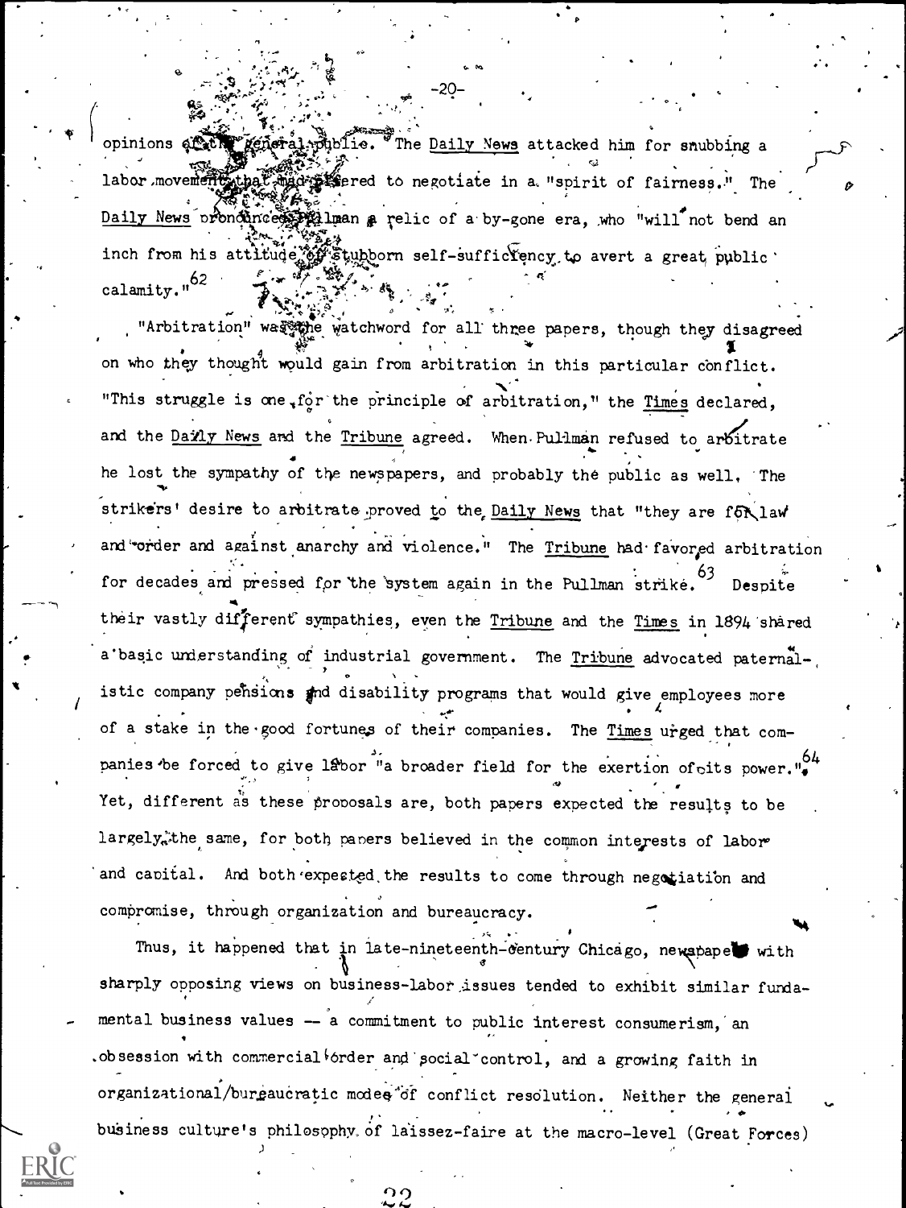opinions of the general public. The Daily News attacked him for snubbing a labor movement that had offered to negotiate in a "spirit of fairness." The Daily News pronounced Pullman a relic of a by-gone era, who "will not bend an inch from his attitude of stubborn self-sufficiency to avert a great public calamity."[62]

"Arbitration" was the watchword for all three papers, though they disagreed on who they thought would gain from arbitration in this particular conflict. "This struggle is one for the principle of arbitration," the Times declared, and the Daily News and the Tribune agreed. When Pullman refused to arbitrate he lost the sympathy of the newspapers, and probably the public as well. The strikers' desire to arbitrate proved to the Daily News that "they are for law and order and against anarchy and violence." The Tribune had favored arbitration for decades and pressed for the system again in the Pullman strike.[63] Despite their vastly different sympathies, even the Tribune and the Times in 1894 shared a basic understanding of industrial government. The Tribune advocated paternalistic company pensions and disability programs that would give employees more of a stake in the good fortunes of their companies. The Times urged that companies be forced to give labor "a broader field for the exertion of its power."[64] Yet, different as these proposals are, both papers expected the results to be largely the same, for both papers believed in the common interests of labor and capital. And both expected the results to come through negotiation and compromise, through organization and bureaucracy.

Thus, it happened that in late-nineteenth-century Chicago, newspapers with sharply opposing views on business-labor issues tended to exhibit similar fundamental business values -- a commitment to public interest consumerism, an obsession with commercial order and social control, and a growing faith in organizational/bureaucratic modes of conflict resolution. Neither the general business culture's philosophy of laissez-faire at the macro-level (Great Forces)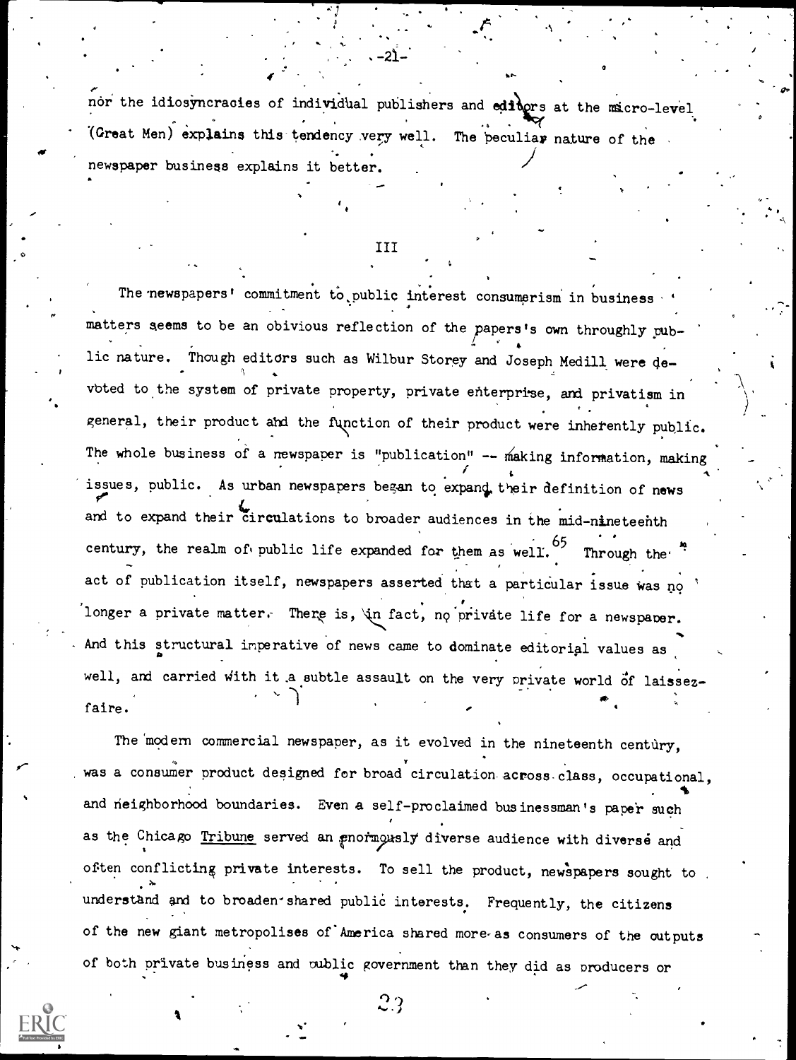nor the idiosyncracies of individual publishers and editors at the micro-level (Great Men) explains this tendency very well. The peculiar nature of the newspaper business explains it better.

### III

The newspapers' commitment to public interest consumerism in business matters seems to be an obivious reflection of the papers's own throughly public nature. Though editors such as Wilbur Storey and Joseph Medill were devoted to the system of private property, private enterprise, and privatism in general, their product and the function of their product were inherently public. The whole business of a newspaper is "publication" -- making information, making issues, public. As urban newspapers began to expand their definition of news and to expand their circulations to broader audiences in the mid-nineteenth century, the realm of public life expanded for them as well.[65] Through the act of publication itself, newspapers asserted that a particular issue was no longer a private matter. There is, in fact, no private life for a newspaper. And this structural imperative of news came to dominate editorial values as well, and carried with it a subtle assault on the very private world of laissez-faire.

The modern commercial newspaper, as it evolved in the nineteenth century, was a consumer product designed for broad circulation across class, occupational, and neighborhood boundaries. Even a self-proclaimed businessman's paper such as the Chicago Tribune served an enormously diverse audience with diverse and often conflicting private interests. To sell the product, newspapers sought to understand and to broaden shared public interests. Frequently, the citizens of the new giant metropolises of America shared more as consumers of the outputs of both private business and public government than they did as producers or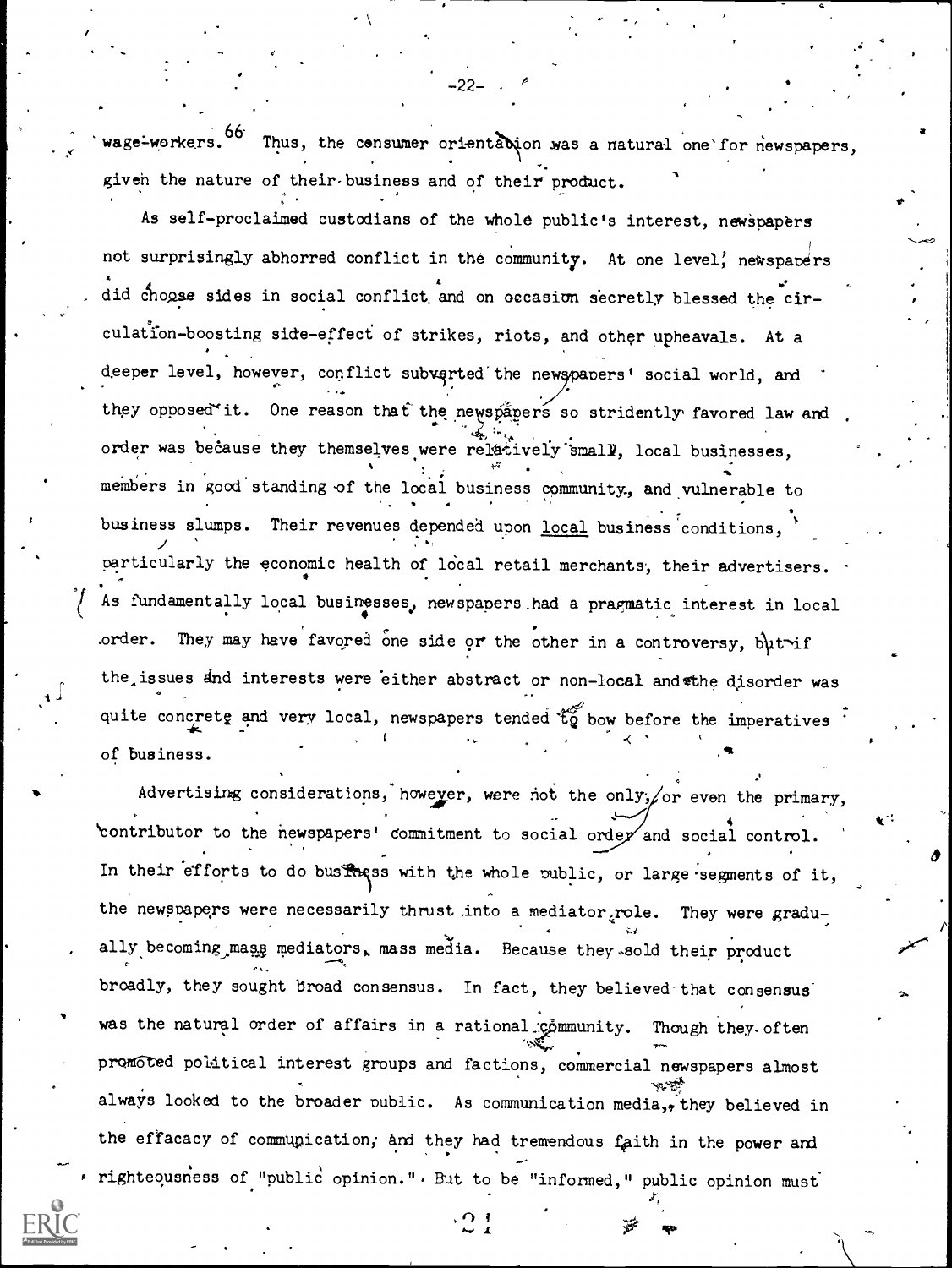wage-workers.[66] Thus, the consumer orientation was a natural one for newspapers, given the nature of their business and of their product.

As self-proclaimed custodians of the whole public's interest, newspapers not surprisingly abhorred conflict in the community. At one level, newspapers did choose sides in social conflict and on occasion secretly blessed the circulation-boosting side-effect of strikes, riots, and other upheavals. At a deeper level, however, conflict subverted the newspapers' social world, and they opposed it. One reason that the newspapers so stridently favored law and order was because they themselves were relatively small, local businesses, members in good standing of the local business community, and vulnerable to business slumps. Their revenues depended upon local business conditions, particularly the economic health of local retail merchants, their advertisers. As fundamentally local businesses, newspapers had a pragmatic interest in local order. They may have favored one side or the other in a controversy, but if the issues and interests were either abstract or non-local and the disorder was quite concrete and very local, newspapers tended to bow before the imperatives of business.

Advertising considerations, however, were not the only, or even the primary, contributor to the newspapers' commitment to social order and social control. In their efforts to do business with the whole public, or large segments of it, the newspapers were necessarily thrust into a mediator role. They were gradually becoming mass mediators, mass media. Because they sold their product broadly, they sought broad consensus. In fact, they believed that consensus was the natural order of affairs in a rational community. Though they often promoted political interest groups and factions, commercial newspapers almost always looked to the broader public. As communication media, they believed in the effacacy of communication, and they had tremendous faith in the power and righteousness of "public opinion." But to be "informed," public opinion must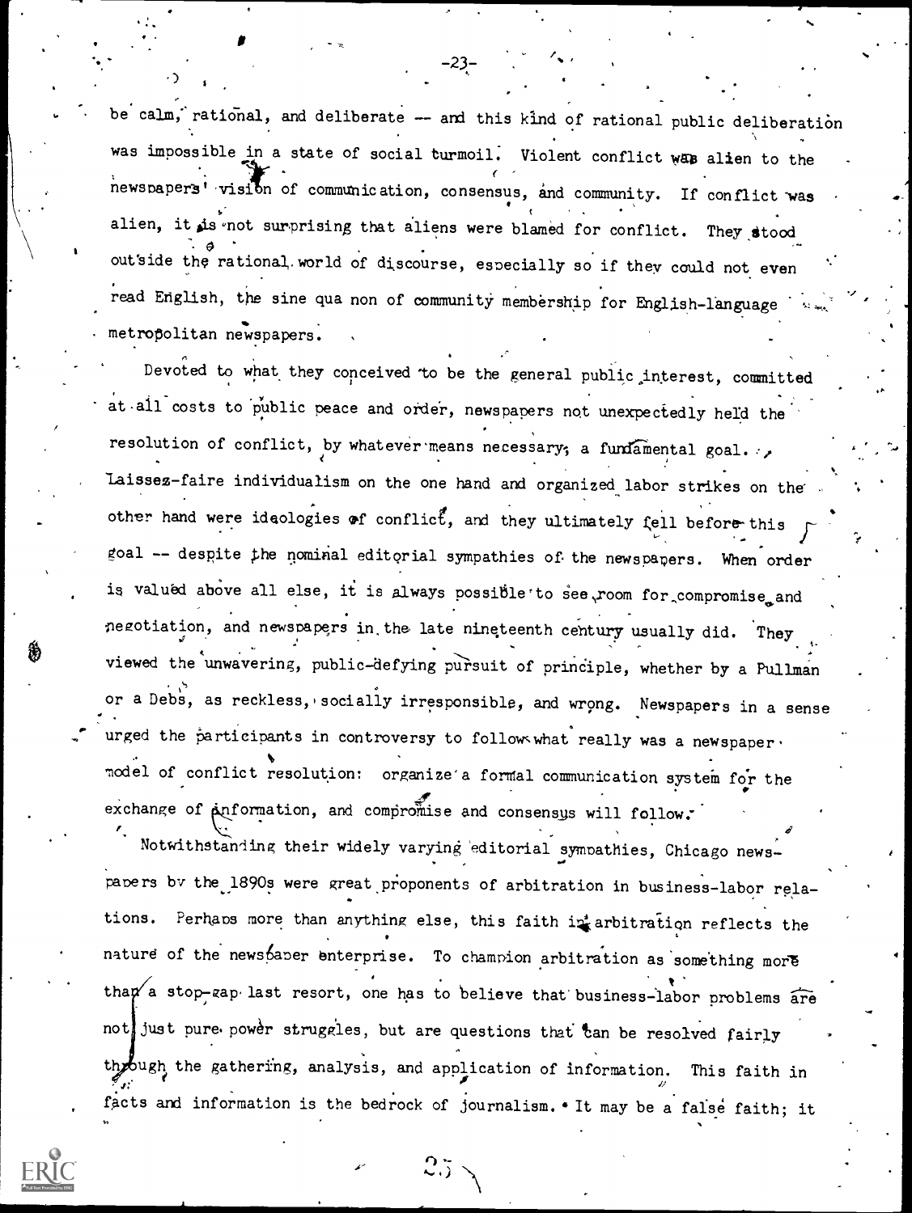be calm, rational, and deliberate -- and this kind of rational public deliberation was impossible in a state of social turmoil. Violent conflict was alien to the newspapers' vision of communication, consensus, and community. If conflict was alien, it is not surprising that aliens were blamed for conflict. They stood outside the rational world of discourse, especially so if they could not even read English, the sine qua non of community membership for English-language metropolitan newspapers.

Devoted to what they conceived to be the general public interest, committed at all costs to public peace and order, newspapers not unexpectedly held the resolution of conflict, by whatever means necessary, a fundamental goal. Laissez-faire individualism on the one hand and organized labor strikes on the other hand were ideologies of conflict, and they ultimately fell before this goal -- despite the nominal editorial sympathies of the newspapers. When order is valued above all else, it is always possible to see room for compromise and negotiation, and newspapers in the late nineteenth century usually did. They viewed the unwavering, public-defying pursuit of principle, whether by a Pullman or a Debs, as reckless, socially irresponsible, and wrong. Newspapers in a sense urged the participants in controversy to follow what really was a newspaper model of conflict resolution: organize a formal communication system for the exchange of information, and compromise and consensus will follow.

Notwithstanding their widely varying editorial sympathies, Chicago newspapers by the 1890s were great proponents of arbitration in business-labor relations. Perhaps more than anything else, this faith in arbitration reflects the nature of the newspaper enterprise. To champion arbitration as something more than a stop-gap last resort, one has to believe that business-labor problems are not just pure power struggles, but are questions that can be resolved fairly through the gathering, analysis, and application of information. This faith in facts and information is the bedrock of journalism. It may be a false faith; it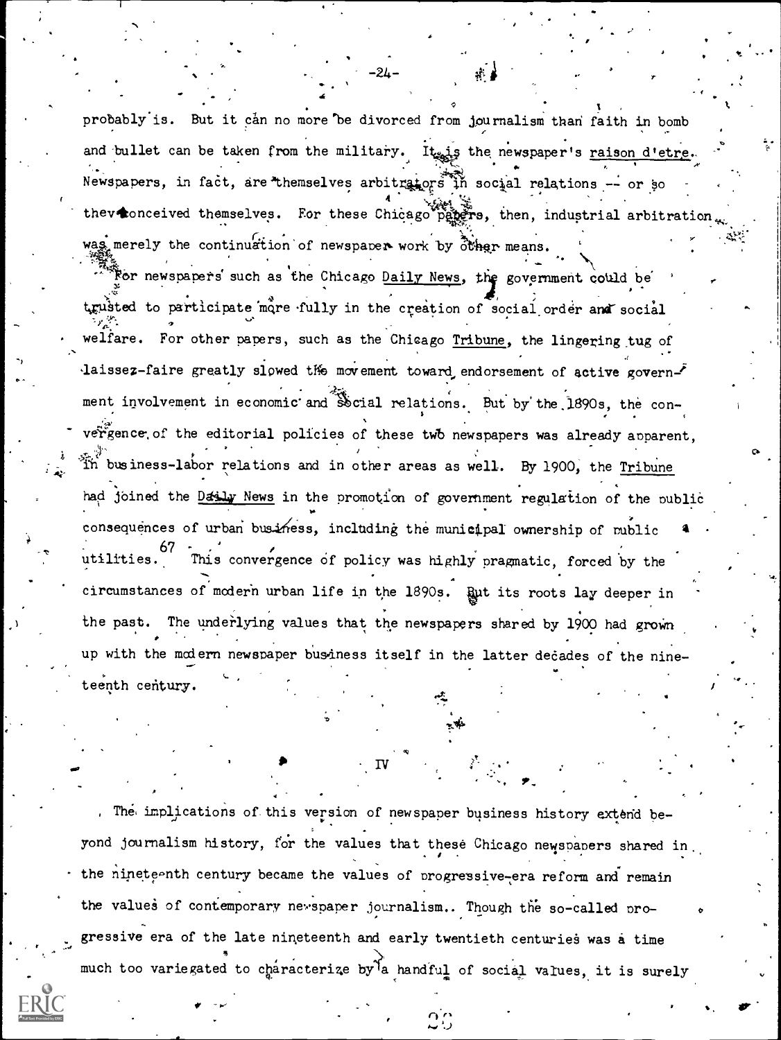probably is. But it can no more be divorced from journalism than faith in bomb and bullet can be taken from the military. It is the newspaper's *raison d'etre*. Newspapers, in fact, are themselves arbitrators in social relations -- or so they conceived themselves. For these Chicago papers, then, industrial arbitration was merely the continuation of newspaper work by other means.

For newspapers such as the Chicago *Daily News*, the government could be trusted to participate more fully in the creation of social order and social welfare. For other papers, such as the Chicago *Tribune*, the lingering tug of laissez-faire greatly slowed the movement toward endorsement of active government involvement in economic and social relations. But by the 1890s, the convergence of the editorial policies of these two newspapers was already apparent, in business-labor relations and in other areas as well. By 1900, the *Tribune* had joined the *Daily News* in the promotion of government regulation of the public consequences of urban business, including the municipal ownership of public utilities.[67] This convergence of policy was highly pragmatic, forced by the circumstances of modern urban life in the 1890s. But its roots lay deeper in the past. The underlying values that the newspapers shared by 1900 had grown up with the modern newspaper business itself in the latter decades of the nineteenth century.

## IV

The implications of this version of newspaper business history extend beyond journalism history, for the values that these Chicago newspapers shared in the nineteenth century became the values of progressive-era reform and remain the values of contemporary newspaper journalism. Though the so-called progressive era of the late nineteenth and early twentieth centuries was a time much too variegated to characterize by a handful of social values, it is surely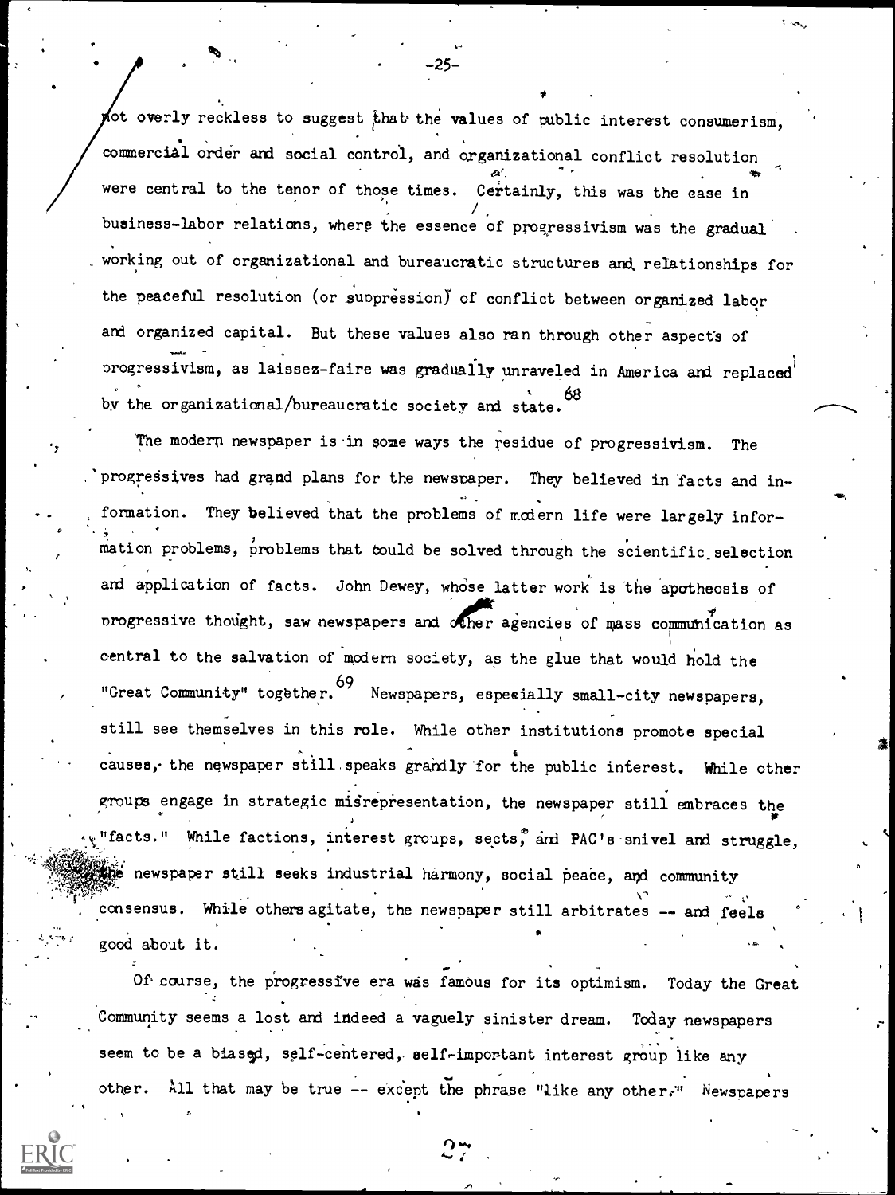not overly reckless to suggest that the values of public interest consumerism, commercial order and social control, and organizational conflict resolution were central to the tenor of those times. Certainly, this was the case in business-labor relations, where the essence of progressivism was the gradual working out of organizational and bureaucratic structures and relationships for the peaceful resolution (or suppression) of conflict between organized labor and organized capital. But these values also ran through other aspects of progressivism, as laissez-faire was gradually unraveled in America and replaced by the organizational/bureaucratic society and state.[68]

The modern newspaper is in some ways the residue of progressivism. The progressives had grand plans for the newspaper. They believed in facts and information. They believed that the problems of modern life were largely information problems, problems that could be solved through the scientific selection and application of facts. John Dewey, whose latter work is the apotheosis of progressive thought, saw newspapers and other agencies of mass communication as central to the salvation of modern society, as the glue that would hold the "Great Community" together.[69] Newspapers, especially small-city newspapers, still see themselves in this role. While other institutions promote special causes, the newspaper still speaks grandly for the public interest. While other groups engage in strategic misrepresentation, the newspaper still embraces the "facts." While factions, interest groups, sects, and PAC's snivel and struggle, the newspaper still seeks industrial harmony, social peace, and community consensus. While others agitate, the newspaper still arbitrates -- and feels good about it.

Of course, the progressive era was famous for its optimism. Today the Great Community seems a lost and indeed a vaguely sinister dream. Today newspapers seem to be a biased, self-centered, self-important interest group like any other. All that may be true -- except the phrase "like any other." Newspapers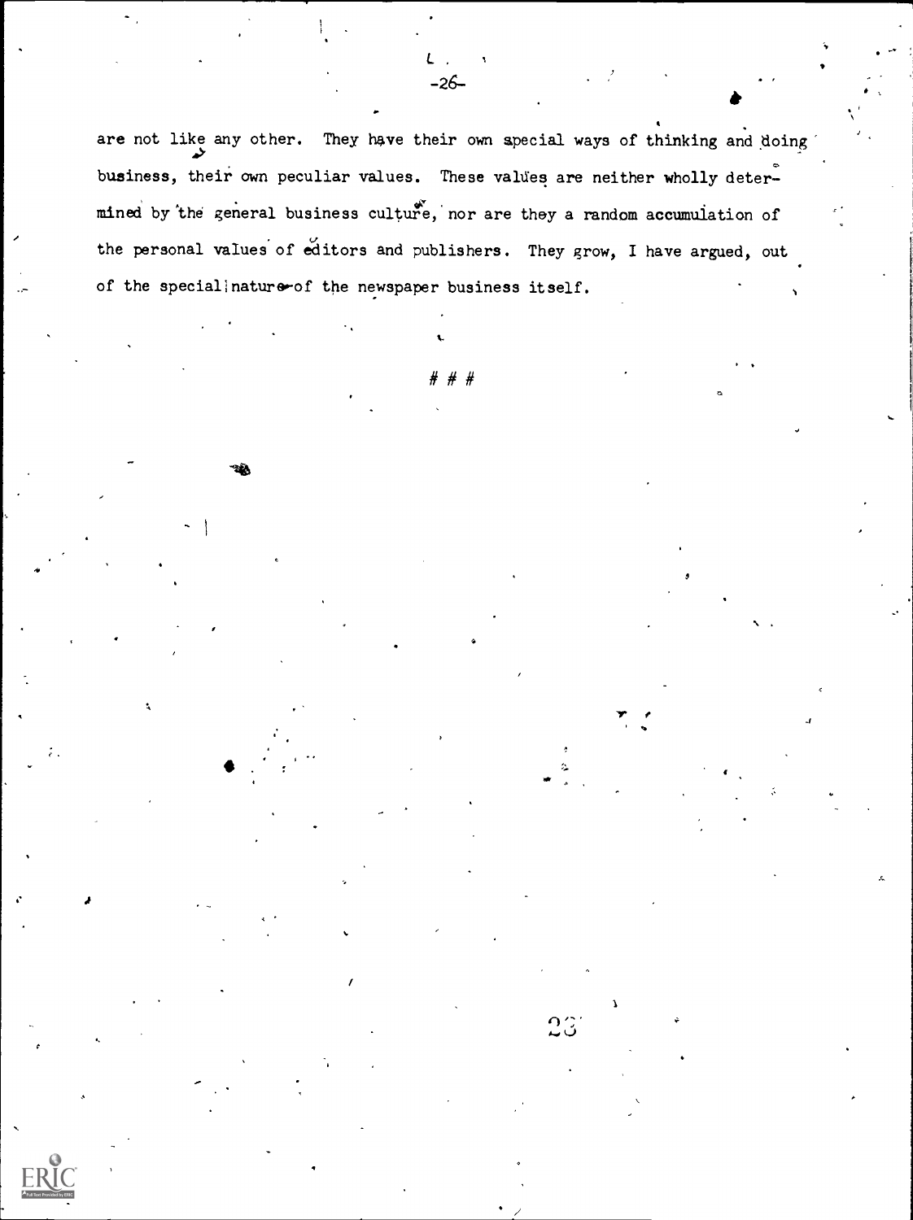are not like any other. They have their own special ways of thinking and doing business, their own peculiar values. These values are neither wholly determined by the general business culture, nor are they a random accumulation of the personal values of editors and publishers. They grow, I have argued, out of the special nature of the newspaper business itself.

# # #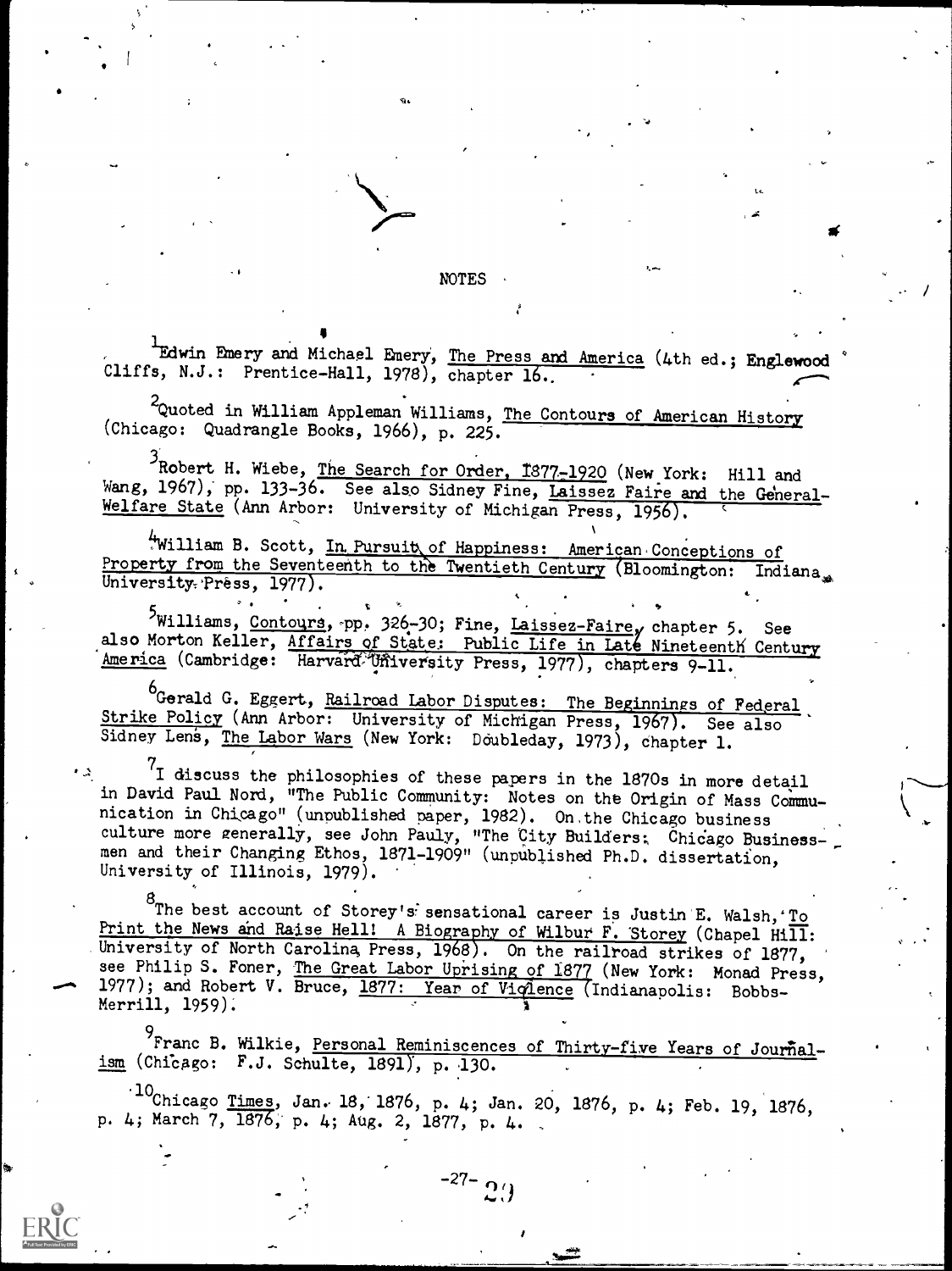# NOTES

[1]Edwin Emery and Michael Emery, The Press and America (4th ed.; Englewood Cliffs, N.J.: Prentice-Hall, 1978), chapter 16.

[2]Quoted in William Appleman Williams, The Contours of American History (Chicago: Quadrangle Books, 1966), p. 225.

[3]Robert H. Wiebe, The Search for Order, 1877-1920 (New York: Hill and Wang, 1967), pp. 133-36. See also Sidney Fine, Laissez Faire and the General-Welfare State (Ann Arbor: University of Michigan Press, 1956).

[4]William B. Scott, In Pursuit of Happiness: American Conceptions of Property from the Seventeenth to the Twentieth Century (Bloomington: Indiana University Press, 1977).

[5]Williams, Contours, pp. 326-30; Fine, Laissez-Faire, chapter 5. See also Morton Keller, Affairs of State: Public Life in Late Nineteenth Century America (Cambridge: Harvard University Press, 1977), chapters 9-11.

[6]Gerald G. Eggert, Railroad Labor Disputes: The Beginnings of Federal Strike Policy (Ann Arbor: University of Michigan Press, 1967). See also Sidney Lens, The Labor Wars (New York: Doubleday, 1973), chapter 1.

[7]I discuss the philosophies of these papers in the 1870s in more detail in David Paul Nord, "The Public Community: Notes on the Origin of Mass Communication in Chicago" (unpublished paper, 1982). On the Chicago business culture more generally, see John Pauly, "The City Builders: Chicago Businessmen and their Changing Ethos, 1871-1909" (unpublished Ph.D. dissertation, University of Illinois, 1979).

[8]The best account of Storey's sensational career is Justin E. Walsh, To Print the News and Raise Hell! A Biography of Wilbur F. Storey (Chapel Hill: University of North Carolina Press, 1968). On the railroad strikes of 1877, see Philip S. Foner, The Great Labor Uprising of 1877 (New York: Monad Press, 1977); and Robert V. Bruce, 1877: Year of Violence (Indianapolis: Bobbs-Merrill, 1959).

[9]Franc B. Wilkie, Personal Reminiscences of Thirty-five Years of Journalism (Chicago: F.J. Schulte, 1891), p. 130.

[10]Chicago Times, Jan. 18, 1876, p. 4; Jan. 20, 1876, p. 4; Feb. 19, 1876, p. 4; March 7, 1876, p. 4; Aug. 2, 1877, p. 4.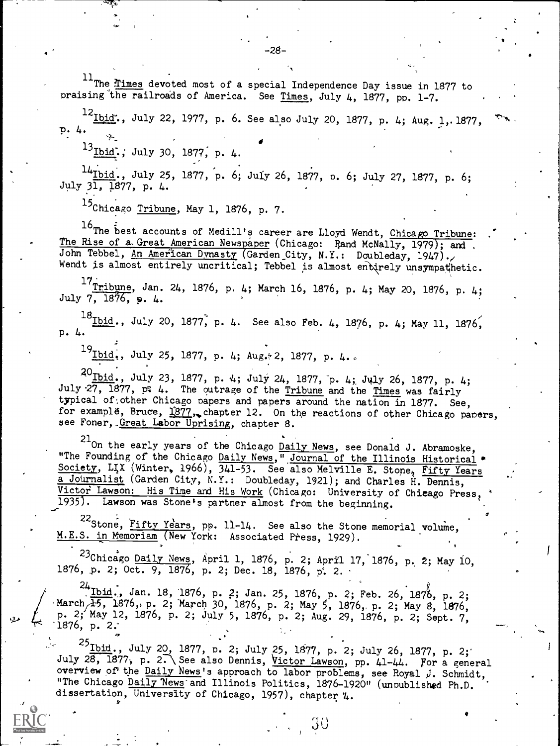[11] The *Times* devoted most of a special Independence Day issue in 1877 to praising the railroads of America. See *Times*, July 4, 1877, pp. 1-7.

[12] *Ibid.*, July 22, 1977, p. 6. See also July 20, 1877, p. 4; Aug. 1, 1877, p. 4.

[13] *Ibid.*, July 30, 1877, p. 4.

[14] *Ibid.*, July 25, 1877, p. 6; July 26, 1877, p. 6; July 27, 1877, p. 6; July 31, 1877, p. 4.

[15] Chicago *Tribune*, May 1, 1876, p. 7.

[16] The best accounts of Medill's career are Lloyd Wendt, *Chicago Tribune: The Rise of a Great American Newspaper* (Chicago: Rand McNally, 1979); and John Tebbel, *An American Dynasty* (Garden City, N.Y.: Doubleday, 1947). Wendt is almost entirely uncritical; Tebbel is almost entirely unsympathetic.

[17] *Tribune*, Jan. 24, 1876, p. 4; March 16, 1876, p. 4; May 20, 1876, p. 4; July 7, 1876, p. 4.

[18] *Ibid.*, July 20, 1877, p. 4. See also Feb. 4, 1876, p. 4; May 11, 1876, p. 4.

[19] *Ibid.*, July 25, 1877, p. 4; Aug. 2, 1877, p. 4.

[20] *Ibid.*, July 23, 1877, p. 4; July 24, 1877, p. 4; July 26, 1877, p. 4; July 27, 1877, p. 4. The outrage of the *Tribune* and the *Times* was fairly typical of other Chicago papers and papers around the nation in 1877. See, for example, Bruce, *1877*, chapter 12. On the reactions of other Chicago papers, see Foner, *Great Labor Uprising*, chapter 8.

[21] On the early years of the Chicago *Daily News*, see Donald J. Abramoske, "The Founding of the Chicago *Daily News*," *Journal of the Illinois Historical Society*, LIX (Winter, 1966), 341-53. See also Melville E. Stone, *Fifty Years a Journalist* (Garden City, N.Y.: Doubleday, 1921); and Charles H. Dennis, *Victor Lawson: His Time and His Work* (Chicago: University of Chicago Press, 1935). Lawson was Stone's partner almost from the beginning.

[22] Stone, *Fifty Years*, pp. 11-14. See also the Stone memorial volume, *M.E.S. in Memoriam* (New York: Associated Press, 1929).

[23] Chicago *Daily News*, April 1, 1876, p. 2; April 17, 1876, p. 2; May 10, 1876, p. 2; Oct. 9, 1876, p. 2; Dec. 18, 1876, p. 2.

[24] *Ibid.*, Jan. 18, 1876, p. 2; Jan. 25, 1876, p. 2; Feb. 26, 1876, p. 2; March 15, 1876, p. 2; March 30, 1876, p. 2; May 5, 1876, p. 2; May 8, 1876, p. 2; May 12, 1876, p. 2; July 5, 1876, p. 2; Aug. 29, 1876, p. 2; Sept. 7, 1876, p. 2.

[25] *Ibid.*, July 20, 1877, p. 2; July 25, 1877, p. 2; July 26, 1877, p. 2; July 28, 1877, p. 2. See also Dennis, *Victor Lawson*, pp. 41-44. For a general overview of the *Daily News*'s approach to labor problems, see Royal J. Schmidt, "The Chicago *Daily News* and Illinois Politics, 1876-1920" (unpublished Ph.D. dissertation, University of Chicago, 1957), chapter 4.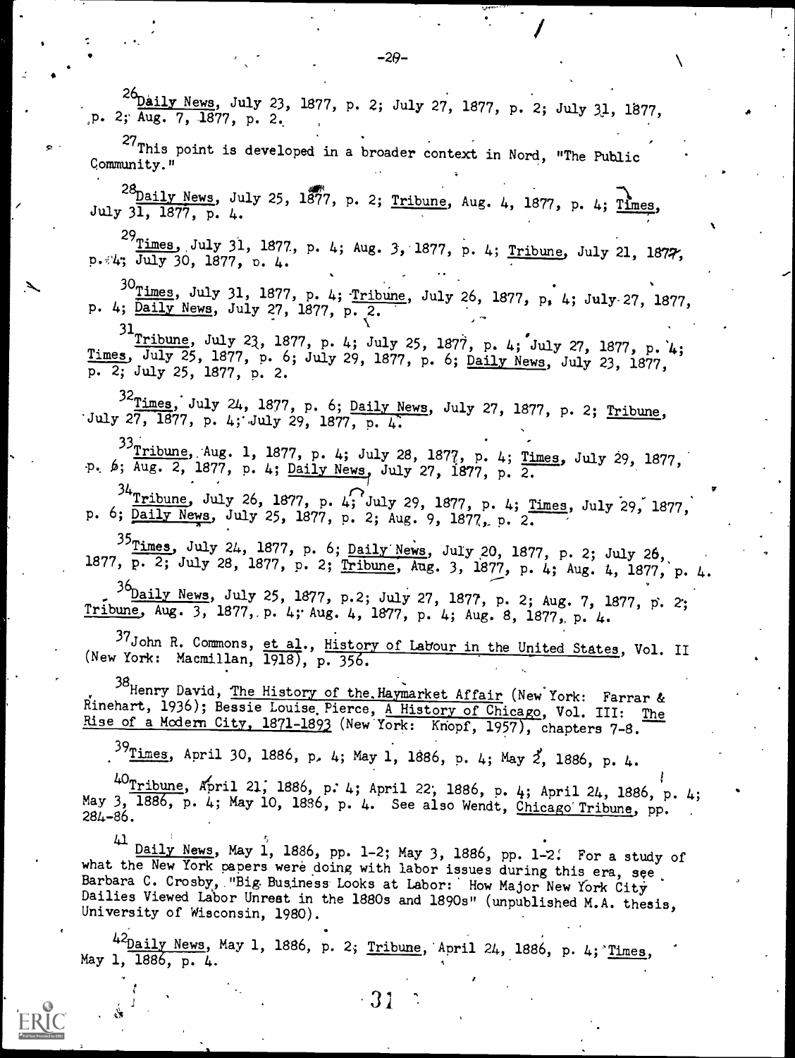[26]Daily News, July 23, 1877, p. 2; July 27, 1877, p. 2; July 31, 1877, p. 2; Aug. 7, 1877, p. 2.

[27]This point is developed in a broader context in Nord, "The Public Community."

[28]Daily News, July 25, 1877, p. 2; Tribune, Aug. 4, 1877, p. 4; Times, July 31, 1877, p. 4.

[29]Times, July 31, 1877, p. 4; Aug. 3, 1877, p. 4; Tribune, July 21, 1877, p. 4; July 30, 1877, p. 4.

[30]Times, July 31, 1877, p. 4; Tribune, July 26, 1877, p. 4; July 27, 1877, p. 4; Daily News, July 27, 1877, p. 2.

[31]Tribune, July 23, 1877, p. 4; July 25, 1877, p. 4; July 27, 1877, p. 4; Times, July 25, 1877, p. 6; July 29, 1877, p. 6; Daily News, July 23, 1877, p. 2; July 25, 1877, p. 2.

[32]Times, July 24, 1877, p. 6; Daily News, July 27, 1877, p. 2; Tribune, July 27, 1877, p. 4; July 29, 1877, p. 4.

[33]Tribune, Aug. 1, 1877, p. 4; July 28, 1877, p. 4; Times, July 29, 1877, p. 6; Aug. 2, 1877, p. 4; Daily News, July 27, 1877, p. 2.

[34]Tribune, July 26, 1877, p. 4; July 29, 1877, p. 4; Times, July 29, 1877, p. 6; Daily News, July 25, 1877, p. 2; Aug. 9, 1877, p. 2.

[35]Times, July 24, 1877, p. 6; Daily News, July 20, 1877, p. 2; July 26, 1877, p. 2; July 28, 1877, p. 2; Tribune, Aug. 3, 1877, p. 4; Aug. 4, 1877, p. 4.

[36]Daily News, July 25, 1877, p.2; July 27, 1877, p. 2; Aug. 7, 1877, p. 2; Tribune, Aug. 3, 1877, p. 4; Aug. 4, 1877, p. 4; Aug. 8, 1877, p. 4.

[37]John R. Commons, et al., History of Labour in the United States, Vol. II (New York: Macmillan, 1918), p. 356.

[38]Henry David, The History of the Haymarket Affair (New York: Farrar & Rinehart, 1936); Bessie Louise Pierce, A History of Chicago, Vol. III: The Rise of a Modern City, 1871-1893 (New York: Knopf, 1957), chapters 7-8.

[39]Times, April 30, 1886, p. 4; May 1, 1886, p. 4; May 2, 1886, p. 4.

[40]Tribune, April 21, 1886, p. 4; April 22, 1886, p. 4; April 24, 1886, p. 4; May 3, 1886, p. 4; May 10, 1886, p. 4. See also Wendt, Chicago Tribune, pp. 284-86.

[41] Daily News, May 1, 1886, pp. 1-2; May 3, 1886, pp. 1-2. For a study of what the New York papers were doing with labor issues during this era, see Barbara C. Crosby, "Big Business Looks at Labor: How Major New York City Dailies Viewed Labor Unrest in the 1880s and 1890s" (unpublished M.A. thesis, University of Wisconsin, 1980).

[42]Daily News, May 1, 1886, p. 2; Tribune, April 24, 1886, p. 4; Times, May 1, 1886, p. 4.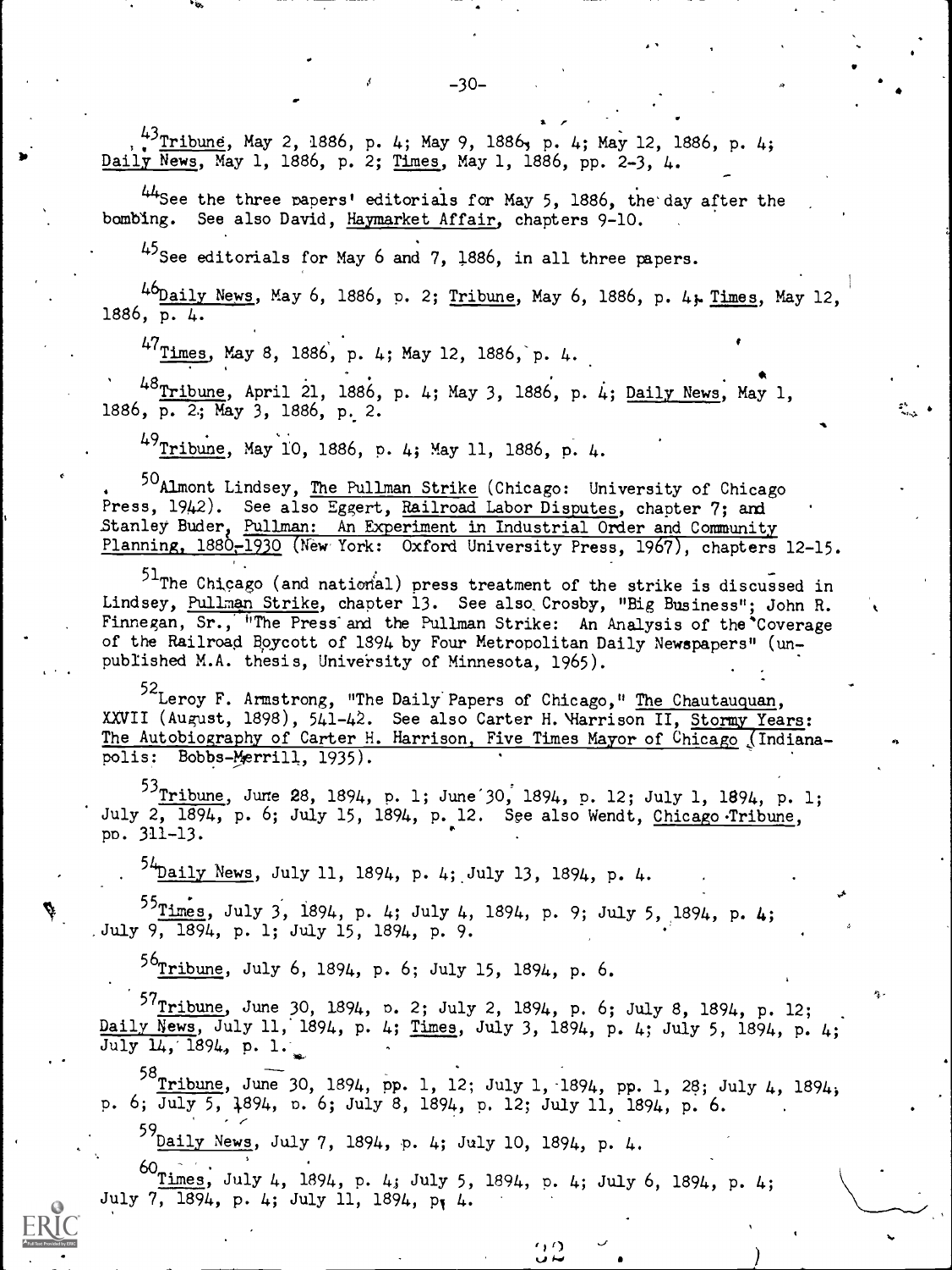[43]Tribune, May 2, 1886, p. 4; May 9, 1886, p. 4; May 12, 1886, p. 4; Daily News, May 1, 1886, p. 2; Times, May 1, 1886, pp. 2-3, 4.

[44]See the three papers' editorials for May 5, 1886, the day after the bombing. See also David, Haymarket Affair, chapters 9-10.

[45]See editorials for May 6 and 7, 1886, in all three papers.

[46]Daily News, May 6, 1886, p. 2; Tribune, May 6, 1886, p. 4; Times, May 12, 1886, p. 4.

[47]Times, May 8, 1886, p. 4; May 12, 1886, p. 4.

[48]Tribune, April 21, 1886, p. 4; May 3, 1886, p. 4; Daily News, May 1, 1886, p. 2; May 3, 1886, p. 2.

[49]Tribune, May 10, 1886, p. 4; May 11, 1886, p. 4.

[50]Almont Lindsey, The Pullman Strike (Chicago: University of Chicago Press, 1942). See also Eggert, Railroad Labor Disputes, chapter 7; and Stanley Buder, Pullman: An Experiment in Industrial Order and Community Planning, 1880-1930 (New York: Oxford University Press, 1967), chapters 12-15.

[51]The Chicago (and national) press treatment of the strike is discussed in Lindsey, Pullman Strike, chapter 13. See also Crosby, "Big Business"; John R. Finnegan, Sr., "The Press and the Pullman Strike: An Analysis of the Coverage of the Railroad Boycott of 1894 by Four Metropolitan Daily Newspapers" (unpublished M.A. thesis, University of Minnesota, 1965).

[52]Leroy F. Armstrong, "The Daily Papers of Chicago," The Chautauquan, XXVII (August, 1898), 541-42. See also Carter H. Harrison II, Stormy Years: The Autobiography of Carter H. Harrison, Five Times Mayor of Chicago (Indianapolis: Bobbs-Merrill, 1935).

[53]Tribune, June 28, 1894, p. 1; June 30, 1894, p. 12; July 1, 1894, p. 1; July 2, 1894, p. 6; July 15, 1894, p. 12. See also Wendt, Chicago Tribune, pp. 311-13.

[54]Daily News, July 11, 1894, p. 4; July 13, 1894, p. 4.

[55]Times, July 3, 1894, p. 4; July 4, 1894, p. 9; July 5, 1894, p. 4; July 9, 1894, p. 1; July 15, 1894, p. 9.

[56]Tribune, July 6, 1894, p. 6; July 15, 1894, p. 6.

[57]Tribune, June 30, 1894, p. 2; July 2, 1894, p. 6; July 8, 1894, p. 12; Daily News, July 11, 1894, p. 4; Times, July 3, 1894, p. 4; July 5, 1894, p. 4; July 14, 1894, p. 1.

[58]Tribune, June 30, 1894, pp. 1, 12; July 1, 1894, pp. 1, 28; July 4, 1894, p. 6; July 5, 1894, p. 6; July 8, 1894, p. 12; July 11, 1894, p. 6.

[59]Daily News, July 7, 1894, p. 4; July 10, 1894, p. 4.

[60]Times, July 4, 1894, p. 4; July 5, 1894, p. 4; July 6, 1894, p. 4; July 7, 1894, p. 4; July 11, 1894, p. 4.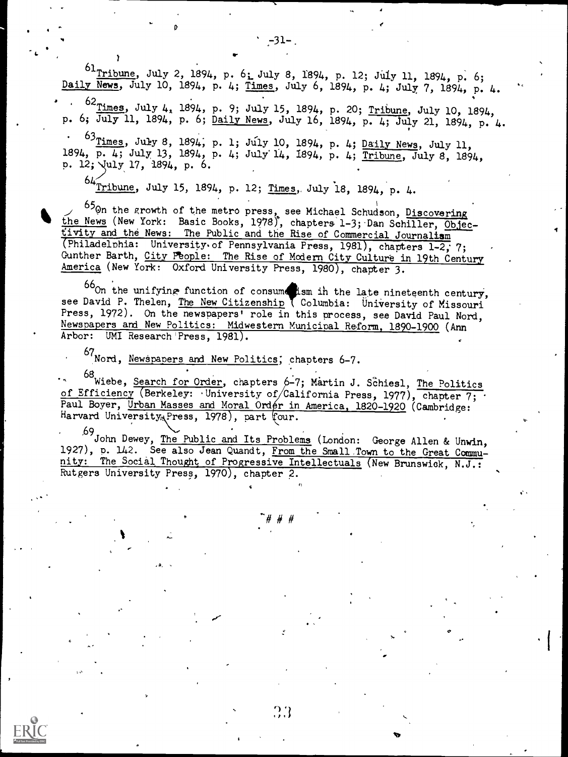[61] Tribune, July 2, 1894, p. 6; July 8, 1894, p. 12; July 11, 1894, p. 6; Daily News, July 10, 1894, p. 4; Times, July 6, 1894, p. 4; July 7, 1894, p. 4.

[62] Times, July 4, 1894, p. 9; July 15, 1894, p. 20; Tribune, July 10, 1894, p. 6; July 11, 1894, p. 6; Daily News, July 16, 1894, p. 4; July 21, 1894, p. 4.

[63] Times, July 8, 1894, p. 1; July 10, 1894, p. 4; Daily News, July 11, 1894, p. 4; July 13, 1894, p. 4; July 14, 1894, p. 4; Tribune, July 8, 1894, p. 12; July 17, 1894, p. 6.

[64] Tribune, July 15, 1894, p. 12; Times, July 18, 1894, p. 4.

[65] On the growth of the metro press, see Michael Schudson, Discovering the News (New York: Basic Books, 1978), chapters 1-3; Dan Schiller, Objectivity and the News: The Public and the Rise of Commercial Journalism (Philadelphia: University of Pennsylvania Press, 1981), chapters 1-2, 7; Gunther Barth, City People: The Rise of Modern City Culture in 19th Century America (New York: Oxford University Press, 1980), chapter 3.

[66] On the unifying function of consumerism in the late nineteenth century, see David P. Thelen, The New Citizenship (Columbia: University of Missouri Press, 1972). On the newspapers' role in this process, see David Paul Nord, Newspapers and New Politics: Midwestern Municipal Reform, 1890-1900 (Ann Arbor: UMI Research Press, 1981).

[67] Nord, Newspapers and New Politics, chapters 6-7.

[68] Wiebe, Search for Order, chapters 6-7; Martin J. Schiesl, The Politics of Efficiency (Berkeley: University of California Press, 1977), chapter 7; Paul Boyer, Urban Masses and Moral Order in America, 1820-1920 (Cambridge: Harvard University Press, 1978), part four.

[69] John Dewey, The Public and Its Problems (London: George Allen & Unwin, 1927), p. 142. See also Jean Quandt, From the Small Town to the Great Community: The Social Thought of Progressive Intellectuals (New Brunswick, N.J.: Rutgers University Press, 1970), chapter 2.

# # #